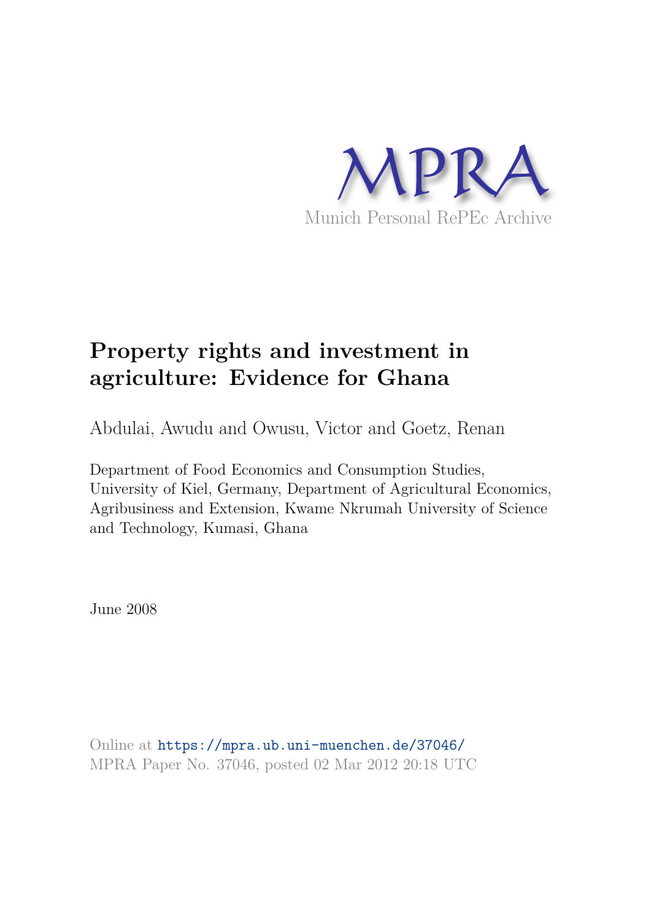MPRA

Munich Personal RePEc Archive

# Property rights and investment in agriculture: Evidence for Ghana

Abdulai, Awudu and Owusu, Victor and Goetz, Renan

Department of Food Economics and Consumption Studies, University of Kiel, Germany, Department of Agricultural Economics, Agribusiness and Extension, Kwame Nkrumah University of Science and Technology, Kumasi, Ghana

June 2008

Online at https://mpra.ub.uni-muenchen.de/37046/
MPRA Paper No. 37046, posted 02 Mar 2012 20:18 UTC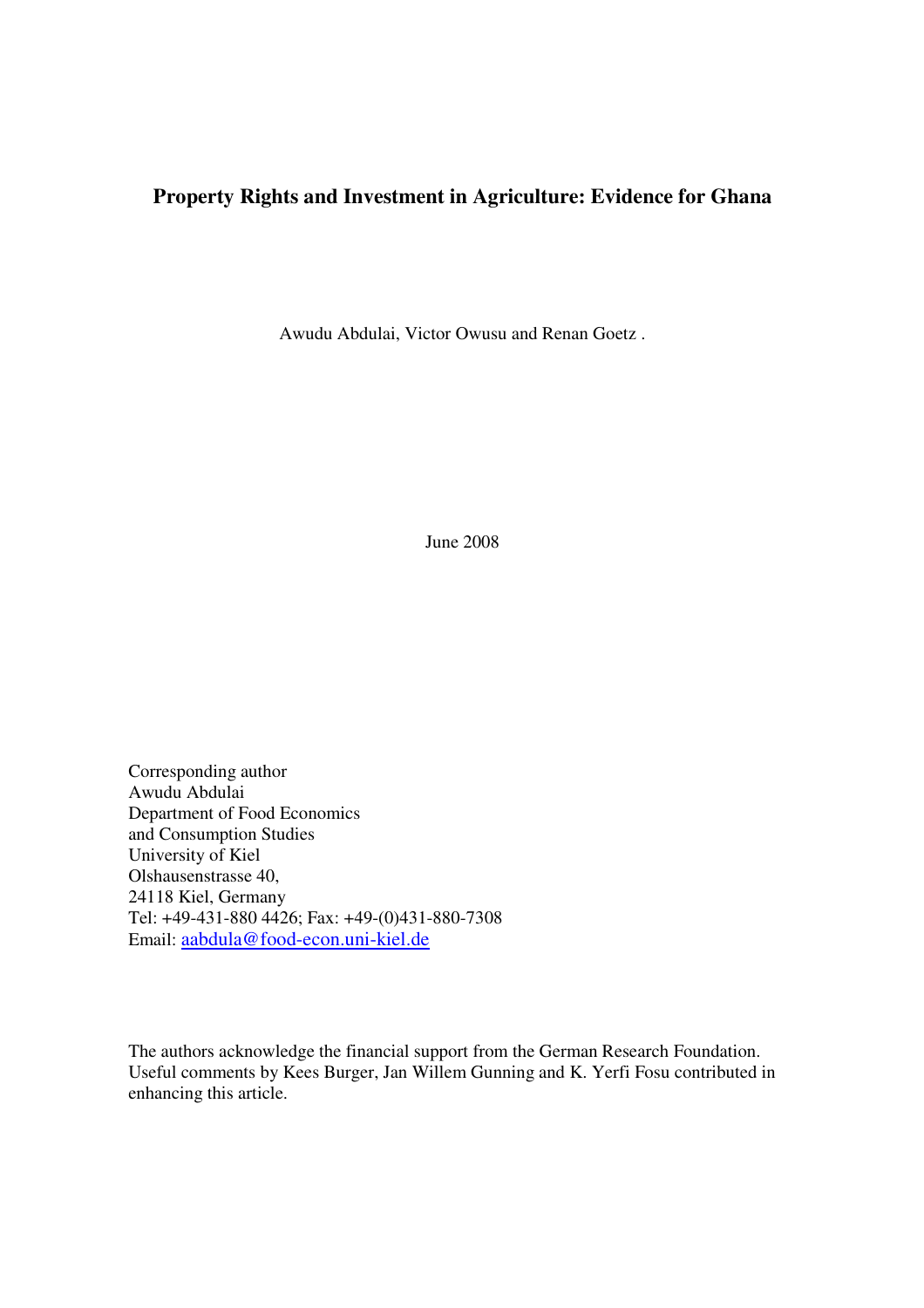# Property Rights and Investment in Agriculture: Evidence for Ghana

Awudu Abdulai, Victor Owusu and Renan Goetz .

June 2008

Corresponding author
Awudu Abdulai
Department of Food Economics
and Consumption Studies
University of Kiel
Olshausenstrasse 40,
24118 Kiel, Germany
Tel: +49-431-880 4426; Fax: +49-(0)431-880-7308
Email: aabdula@food-econ.uni-kiel.de

The authors acknowledge the financial support from the German Research Foundation. Useful comments by Kees Burger, Jan Willem Gunning and K. Yerfi Fosu contributed in enhancing this article.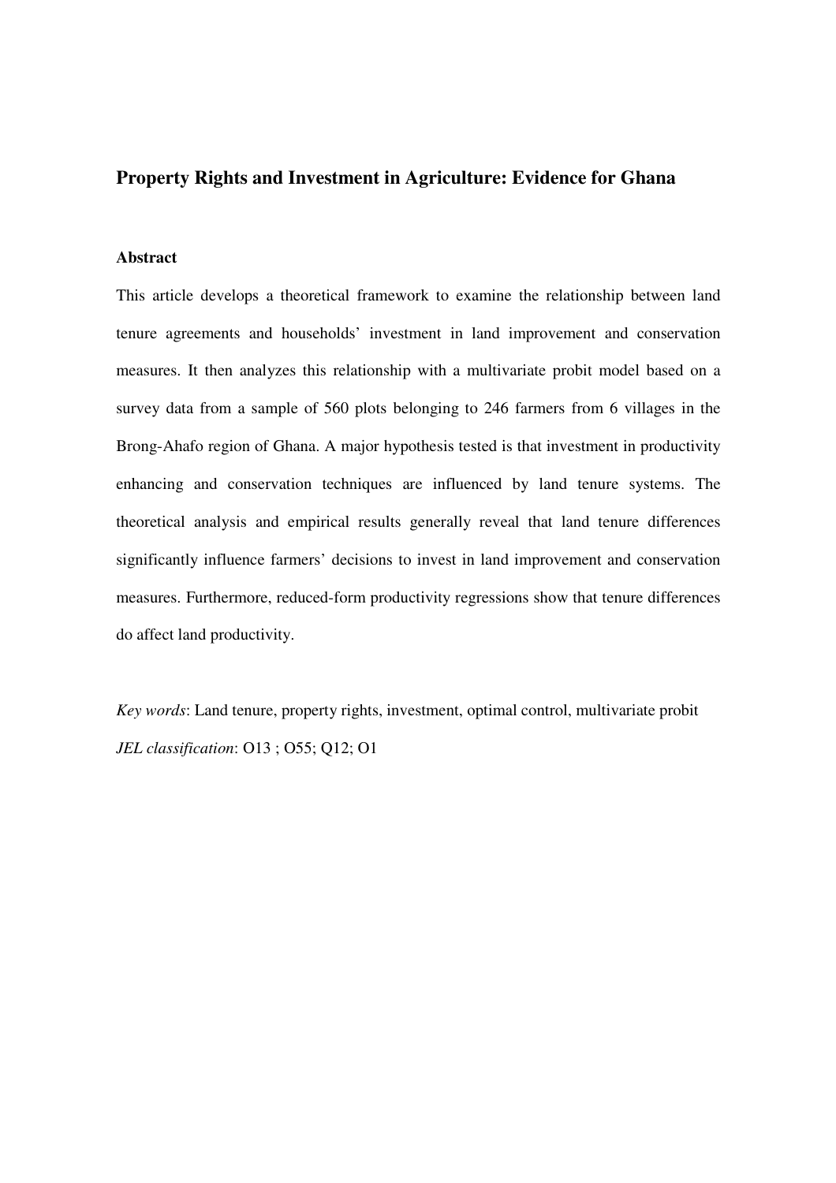## Property Rights and Investment in Agriculture: Evidence for Ghana

### Abstract

This article develops a theoretical framework to examine the relationship between land tenure agreements and households' investment in land improvement and conservation measures. It then analyzes this relationship with a multivariate probit model based on a survey data from a sample of 560 plots belonging to 246 farmers from 6 villages in the Brong-Ahafo region of Ghana. A major hypothesis tested is that investment in productivity enhancing and conservation techniques are influenced by land tenure systems. The theoretical analysis and empirical results generally reveal that land tenure differences significantly influence farmers' decisions to invest in land improvement and conservation measures. Furthermore, reduced-form productivity regressions show that tenure differences do affect land productivity.

*Key words*: Land tenure, property rights, investment, optimal control, multivariate probit

*JEL classification*: O13 ; O55; Q12; O1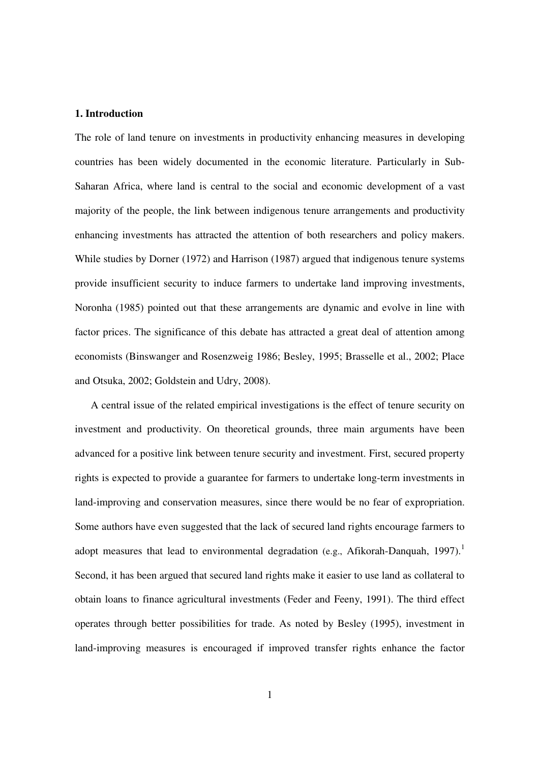## 1. Introduction

The role of land tenure on investments in productivity enhancing measures in developing countries has been widely documented in the economic literature. Particularly in Sub-Saharan Africa, where land is central to the social and economic development of a vast majority of the people, the link between indigenous tenure arrangements and productivity enhancing investments has attracted the attention of both researchers and policy makers. While studies by Dorner (1972) and Harrison (1987) argued that indigenous tenure systems provide insufficient security to induce farmers to undertake land improving investments, Noronha (1985) pointed out that these arrangements are dynamic and evolve in line with factor prices. The significance of this debate has attracted a great deal of attention among economists (Binswanger and Rosenzweig 1986; Besley, 1995; Brasselle et al., 2002; Place and Otsuka, 2002; Goldstein and Udry, 2008).

A central issue of the related empirical investigations is the effect of tenure security on investment and productivity. On theoretical grounds, three main arguments have been advanced for a positive link between tenure security and investment. First, secured property rights is expected to provide a guarantee for farmers to undertake long-term investments in land-improving and conservation measures, since there would be no fear of expropriation. Some authors have even suggested that the lack of secured land rights encourage farmers to adopt measures that lead to environmental degradation (e.g., Afikorah-Danquah, 1997).[1] Second, it has been argued that secured land rights make it easier to use land as collateral to obtain loans to finance agricultural investments (Feder and Feeny, 1991). The third effect operates through better possibilities for trade. As noted by Besley (1995), investment in land-improving measures is encouraged if improved transfer rights enhance the factor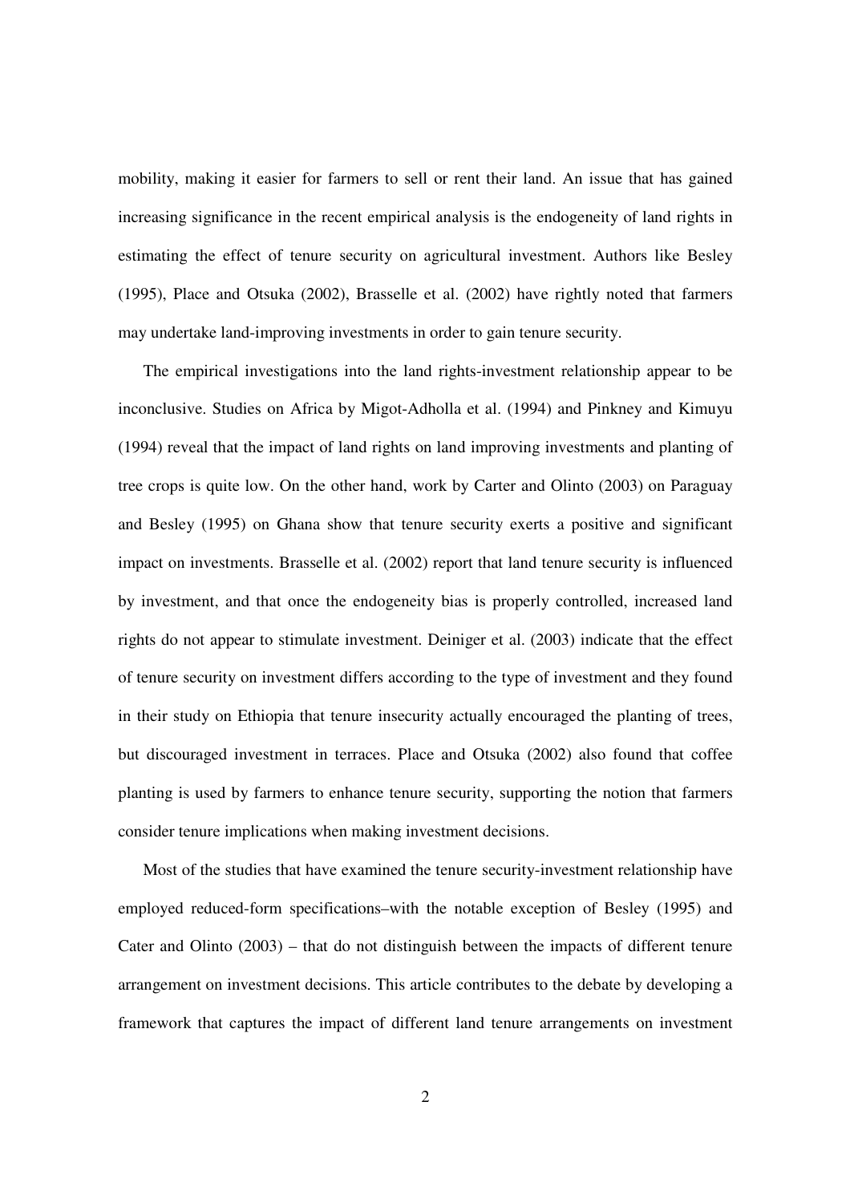mobility, making it easier for farmers to sell or rent their land. An issue that has gained increasing significance in the recent empirical analysis is the endogeneity of land rights in estimating the effect of tenure security on agricultural investment. Authors like Besley (1995), Place and Otsuka (2002), Brasselle et al. (2002) have rightly noted that farmers may undertake land-improving investments in order to gain tenure security.

The empirical investigations into the land rights-investment relationship appear to be inconclusive. Studies on Africa by Migot-Adholla et al. (1994) and Pinkney and Kimuyu (1994) reveal that the impact of land rights on land improving investments and planting of tree crops is quite low. On the other hand, work by Carter and Olinto (2003) on Paraguay and Besley (1995) on Ghana show that tenure security exerts a positive and significant impact on investments. Brasselle et al. (2002) report that land tenure security is influenced by investment, and that once the endogeneity bias is properly controlled, increased land rights do not appear to stimulate investment. Deiniger et al. (2003) indicate that the effect of tenure security on investment differs according to the type of investment and they found in their study on Ethiopia that tenure insecurity actually encouraged the planting of trees, but discouraged investment in terraces. Place and Otsuka (2002) also found that coffee planting is used by farmers to enhance tenure security, supporting the notion that farmers consider tenure implications when making investment decisions.

Most of the studies that have examined the tenure security-investment relationship have employed reduced-form specifications–with the notable exception of Besley (1995) and Cater and Olinto (2003) – that do not distinguish between the impacts of different tenure arrangement on investment decisions. This article contributes to the debate by developing a framework that captures the impact of different land tenure arrangements on investment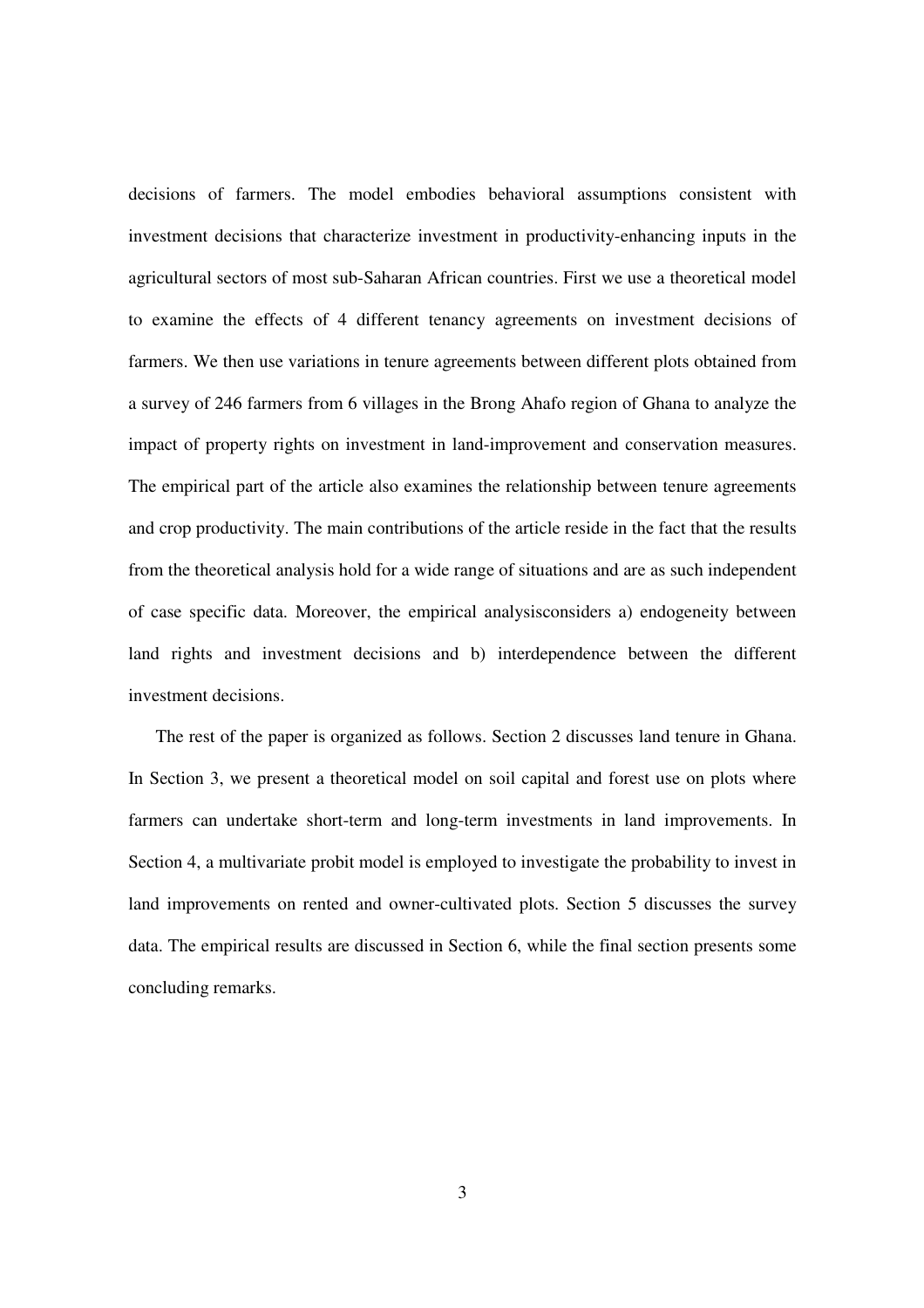decisions of farmers. The model embodies behavioral assumptions consistent with investment decisions that characterize investment in productivity-enhancing inputs in the agricultural sectors of most sub-Saharan African countries. First we use a theoretical model to examine the effects of 4 different tenancy agreements on investment decisions of farmers. We then use variations in tenure agreements between different plots obtained from a survey of 246 farmers from 6 villages in the Brong Ahafo region of Ghana to analyze the impact of property rights on investment in land-improvement and conservation measures. The empirical part of the article also examines the relationship between tenure agreements and crop productivity. The main contributions of the article reside in the fact that the results from the theoretical analysis hold for a wide range of situations and are as such independent of case specific data. Moreover, the empirical analysisconsiders a) endogeneity between land rights and investment decisions and b) interdependence between the different investment decisions.

The rest of the paper is organized as follows. Section 2 discusses land tenure in Ghana. In Section 3, we present a theoretical model on soil capital and forest use on plots where farmers can undertake short-term and long-term investments in land improvements. In Section 4, a multivariate probit model is employed to investigate the probability to invest in land improvements on rented and owner-cultivated plots. Section 5 discusses the survey data. The empirical results are discussed in Section 6, while the final section presents some concluding remarks.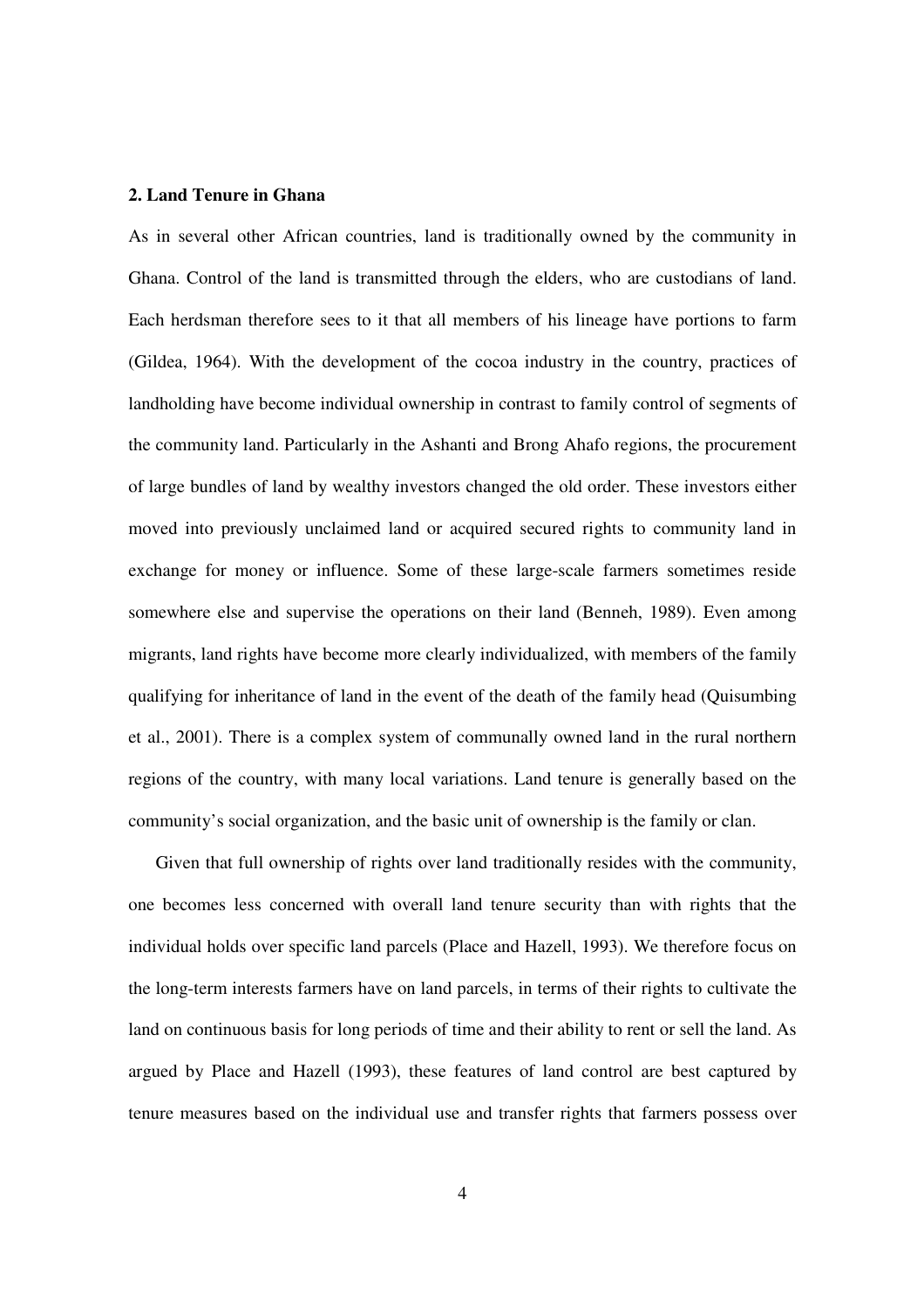## 2. Land Tenure in Ghana

As in several other African countries, land is traditionally owned by the community in Ghana. Control of the land is transmitted through the elders, who are custodians of land. Each herdsman therefore sees to it that all members of his lineage have portions to farm (Gildea, 1964). With the development of the cocoa industry in the country, practices of landholding have become individual ownership in contrast to family control of segments of the community land. Particularly in the Ashanti and Brong Ahafo regions, the procurement of large bundles of land by wealthy investors changed the old order. These investors either moved into previously unclaimed land or acquired secured rights to community land in exchange for money or influence. Some of these large-scale farmers sometimes reside somewhere else and supervise the operations on their land (Benneh, 1989). Even among migrants, land rights have become more clearly individualized, with members of the family qualifying for inheritance of land in the event of the death of the family head (Quisumbing et al., 2001). There is a complex system of communally owned land in the rural northern regions of the country, with many local variations. Land tenure is generally based on the community's social organization, and the basic unit of ownership is the family or clan.

Given that full ownership of rights over land traditionally resides with the community, one becomes less concerned with overall land tenure security than with rights that the individual holds over specific land parcels (Place and Hazell, 1993). We therefore focus on the long-term interests farmers have on land parcels, in terms of their rights to cultivate the land on continuous basis for long periods of time and their ability to rent or sell the land. As argued by Place and Hazell (1993), these features of land control are best captured by tenure measures based on the individual use and transfer rights that farmers possess over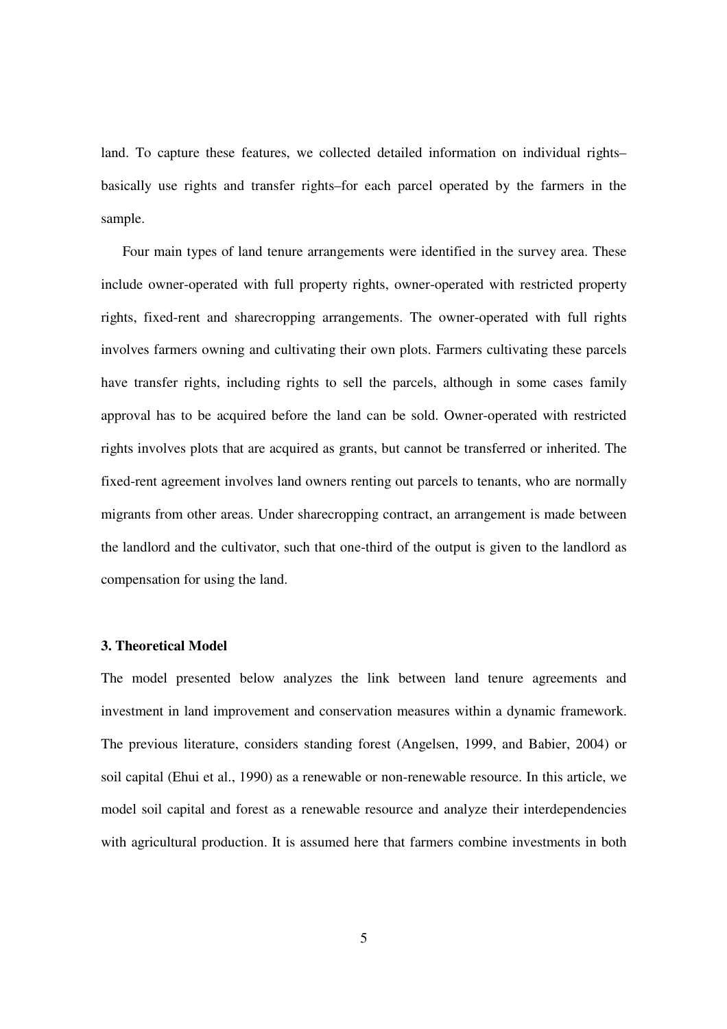land. To capture these features, we collected detailed information on individual rights–basically use rights and transfer rights–for each parcel operated by the farmers in the sample.

Four main types of land tenure arrangements were identified in the survey area. These include owner-operated with full property rights, owner-operated with restricted property rights, fixed-rent and sharecropping arrangements. The owner-operated with full rights involves farmers owning and cultivating their own plots. Farmers cultivating these parcels have transfer rights, including rights to sell the parcels, although in some cases family approval has to be acquired before the land can be sold. Owner-operated with restricted rights involves plots that are acquired as grants, but cannot be transferred or inherited. The fixed-rent agreement involves land owners renting out parcels to tenants, who are normally migrants from other areas. Under sharecropping contract, an arrangement is made between the landlord and the cultivator, such that one-third of the output is given to the landlord as compensation for using the land.

### 3. Theoretical Model

The model presented below analyzes the link between land tenure agreements and investment in land improvement and conservation measures within a dynamic framework. The previous literature, considers standing forest (Angelsen, 1999, and Babier, 2004) or soil capital (Ehui et al., 1990) as a renewable or non-renewable resource. In this article, we model soil capital and forest as a renewable resource and analyze their interdependencies with agricultural production. It is assumed here that farmers combine investments in both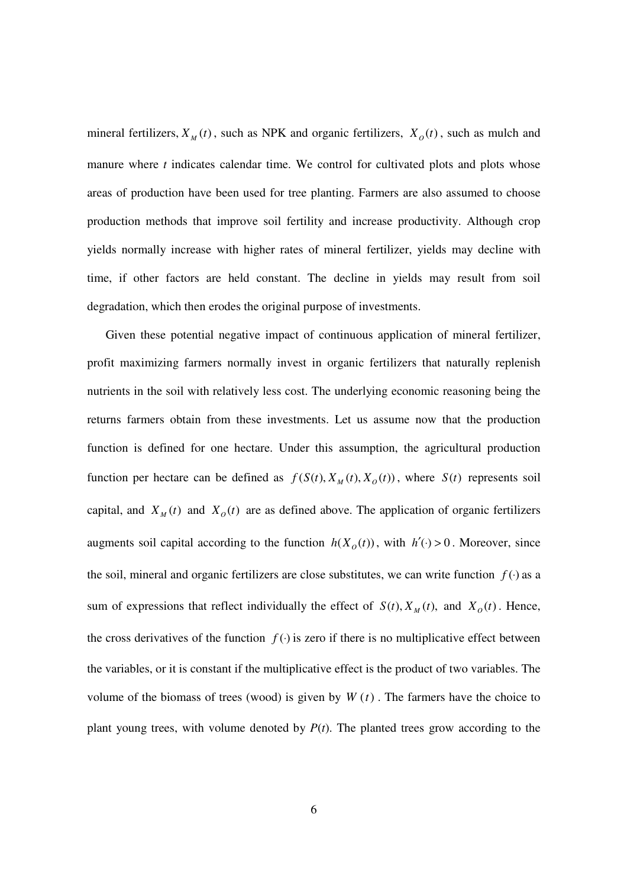mineral fertilizers, $X_M(t)$, such as NPK and organic fertilizers, $X_O(t)$, such as mulch and manure where *t* indicates calendar time. We control for cultivated plots and plots whose areas of production have been used for tree planting. Farmers are also assumed to choose production methods that improve soil fertility and increase productivity. Although crop yields normally increase with higher rates of mineral fertilizer, yields may decline with time, if other factors are held constant. The decline in yields may result from soil degradation, which then erodes the original purpose of investments.

Given these potential negative impact of continuous application of mineral fertilizer, profit maximizing farmers normally invest in organic fertilizers that naturally replenish nutrients in the soil with relatively less cost. The underlying economic reasoning being the returns farmers obtain from these investments. Let us assume now that the production function is defined for one hectare. Under this assumption, the agricultural production function per hectare can be defined as $f(S(t), X_M(t), X_O(t))$, where $S(t)$ represents soil capital, and $X_M(t)$ and $X_O(t)$ are as defined above. The application of organic fertilizers augments soil capital according to the function $h(X_O(t))$, with $h'(\cdot) > 0$. Moreover, since the soil, mineral and organic fertilizers are close substitutes, we can write function $f(\cdot)$ as a sum of expressions that reflect individually the effect of $S(t), X_M(t)$, and $X_O(t)$. Hence, the cross derivatives of the function $f(\cdot)$ is zero if there is no multiplicative effect between the variables, or it is constant if the multiplicative effect is the product of two variables. The volume of the biomass of trees (wood) is given by $W(t)$. The farmers have the choice to plant young trees, with volume denoted by $P(t)$. The planted trees grow according to the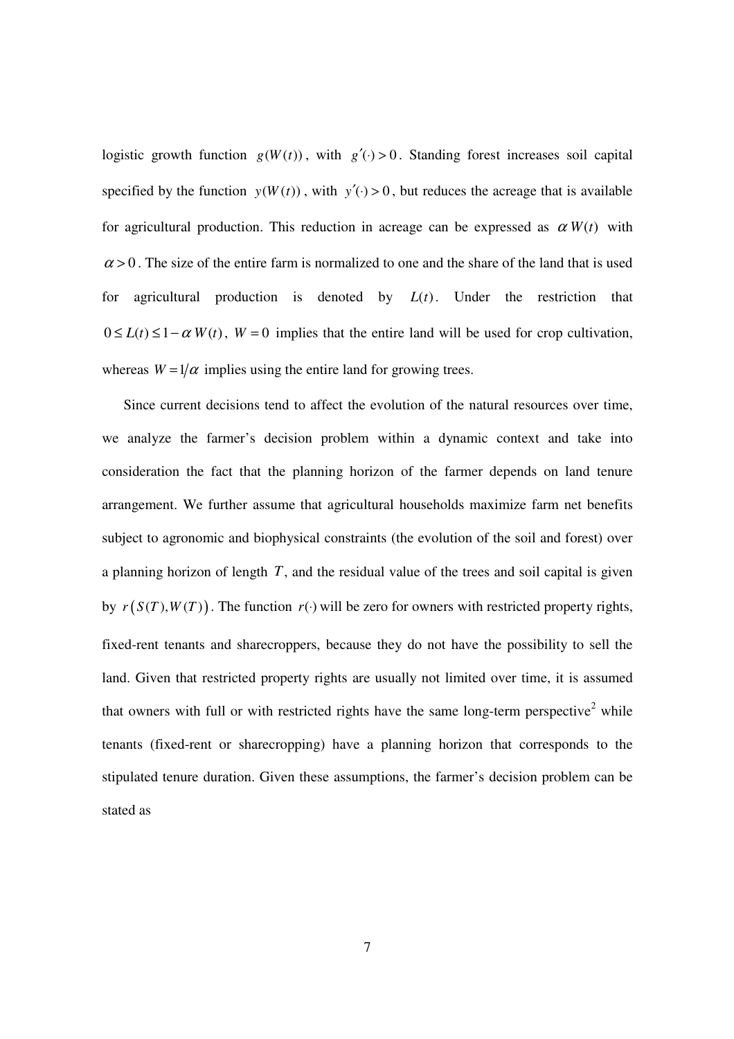logistic growth function $g(W(t))$, with $g'(\cdot) > 0$. Standing forest increases soil capital specified by the function $y(W(t))$, with $y'(\cdot) > 0$, but reduces the acreage that is available for agricultural production. This reduction in acreage can be expressed as $\alpha W(t)$ with $\alpha > 0$. The size of the entire farm is normalized to one and the share of the land that is used for agricultural production is denoted by $L(t)$. Under the restriction that $0 \leq L(t) \leq 1 - \alpha W(t)$, $W = 0$ implies that the entire land will be used for crop cultivation, whereas $W = 1/\alpha$ implies using the entire land for growing trees.

Since current decisions tend to affect the evolution of the natural resources over time, we analyze the farmer's decision problem within a dynamic context and take into consideration the fact that the planning horizon of the farmer depends on land tenure arrangement. We further assume that agricultural households maximize farm net benefits subject to agronomic and biophysical constraints (the evolution of the soil and forest) over a planning horizon of length $T$, and the residual value of the trees and soil capital is given by $r\left(S(T), W(T)\right)$. The function $r(\cdot)$ will be zero for owners with restricted property rights, fixed-rent tenants and sharecroppers, because they do not have the possibility to sell the land. Given that restricted property rights are usually not limited over time, it is assumed that owners with full or with restricted rights have the same long-term perspective[2] while tenants (fixed-rent or sharecropping) have a planning horizon that corresponds to the stipulated tenure duration. Given these assumptions, the farmer's decision problem can be stated as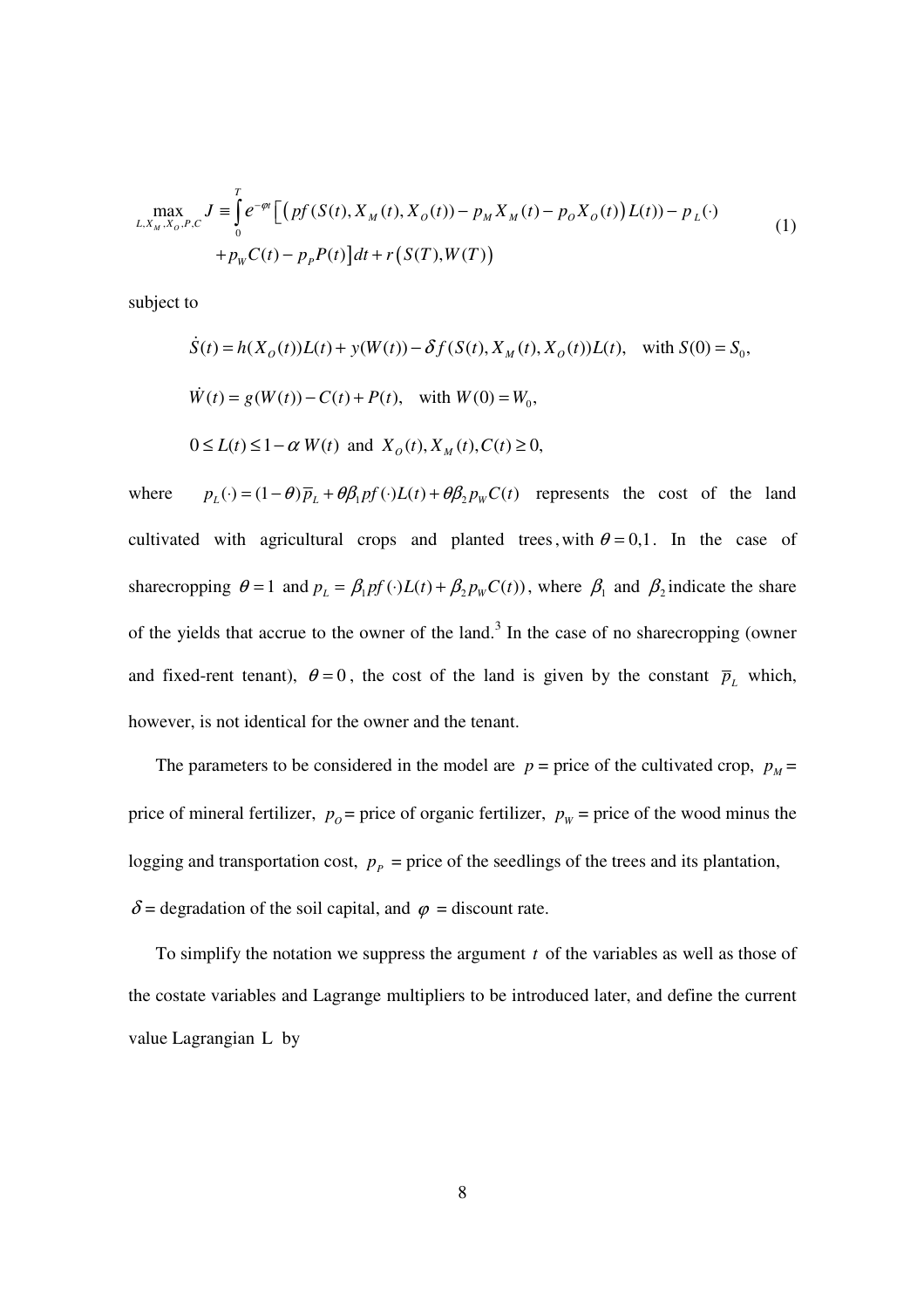$$\max_{L,X_M,X_O,P,C} J \equiv \int_0^T e^{-\varphi t}\Big[\big(pf(S(t),X_M(t),X_O(t)) - p_M X_M(t) - p_O X_O(t)\big)L(t)) - p_L(\cdot) + p_W C(t) - p_P P(t)\Big]dt + r\big(S(T),W(T)\big) \tag{1}$$

subject to

$$\dot{S}(t) = h(X_O(t))L(t) + y(W(t)) - \delta f(S(t),X_M(t),X_O(t))L(t), \quad \text{with } S(0) = S_0,$$

$$\dot{W}(t) = g(W(t)) - C(t) + P(t), \quad \text{with } W(0) = W_0,$$

$$0 \leq L(t) \leq 1 - \alpha\, W(t) \;\text{ and }\; X_O(t), X_M(t), C(t) \geq 0,$$

where $p_L(\cdot) = (1-\theta)\overline{p}_L + \theta\beta_1 pf(\cdot)L(t) + \theta\beta_2 p_W C(t)$ represents the cost of the land cultivated with agricultural crops and planted trees, with $\theta = 0,1$. In the case of sharecropping $\theta = 1$ and $p_L = \beta_1 pf(\cdot)L(t) + \beta_2 p_W C(t))$, where $\beta_1$ and $\beta_2$ indicate the share of the yields that accrue to the owner of the land.[3] In the case of no sharecropping (owner and fixed-rent tenant), $\theta = 0$, the cost of the land is given by the constant $\overline{p}_L$ which, however, is not identical for the owner and the tenant.

The parameters to be considered in the model are $p$ = price of the cultivated crop, $p_M$ = price of mineral fertilizer, $p_O$ = price of organic fertilizer, $p_W$ = price of the wood minus the logging and transportation cost, $p_P$ = price of the seedlings of the trees and its plantation, $\delta$ = degradation of the soil capital, and $\varphi$ = discount rate.

To simplify the notation we suppress the argument $t$ of the variables as well as those of the costate variables and Lagrange multipliers to be introduced later, and define the current value Lagrangian L by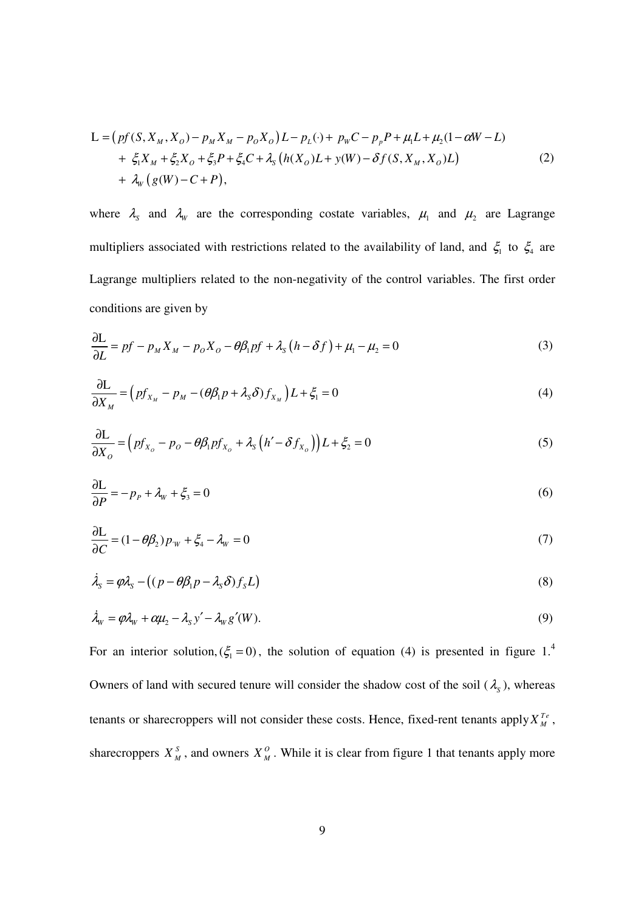$$\begin{aligned}
\mathrm{L} = & \left(pf(S, X_M, X_O) - p_M X_M - p_O X_O\right)L - p_L(\cdot) + p_W C - p_p P + \mu_1 L + \mu_2(1 - \alpha W - L) \\
& + \xi_1 X_M + \xi_2 X_O + \xi_3 P + \xi_4 C + \lambda_S \left(h(X_O)L + y(W) - \delta f(S, X_M, X_O)L\right) \\
& + \lambda_W \left(g(W) - C + P\right),
\end{aligned} \tag{2}$$

where $\lambda_S$ and $\lambda_W$ are the corresponding costate variables, $\mu_1$ and $\mu_2$ are Lagrange multipliers associated with restrictions related to the availability of land, and $\xi_1$ to $\xi_4$ are Lagrange multipliers related to the non-negativity of the control variables. The first order conditions are given by

$$\frac{\partial \mathrm{L}}{\partial L} = pf - p_M X_M - p_O X_O - \theta\beta_1 pf + \lambda_S\left(h - \delta f\right) + \mu_1 - \mu_2 = 0 \tag{3}$$

$$\frac{\partial \mathrm{L}}{\partial X_M} = \left(pf_{X_M} - p_M - (\theta\beta_1 p + \lambda_S \delta) f_{X_M}\right)L + \xi_1 = 0 \tag{4}$$

$$\frac{\partial \mathrm{L}}{\partial X_O} = \left(pf_{X_O} - p_O - \theta\beta_1 pf_{X_O} + \lambda_S\left(h' - \delta f_{X_O}\right)\right)L + \xi_2 = 0 \tag{5}$$

$$\frac{\partial \mathrm{L}}{\partial P} = -p_P + \lambda_W + \xi_3 = 0 \tag{6}$$

$$\frac{\partial \mathrm{L}}{\partial C} = (1 - \theta\beta_2) p_W + \xi_4 - \lambda_W = 0 \tag{7}$$

$$\dot{\lambda}_S = \varphi\lambda_S - \left((p - \theta\beta_1 p - \lambda_S \delta) f_S L\right) \tag{8}$$

$$\dot{\lambda}_W = \varphi\lambda_W + \alpha\mu_2 - \lambda_S y' - \lambda_W g'(W). \tag{9}$$

For an interior solution, $(\xi_1 = 0)$, the solution of equation (4) is presented in figure 1.[4] Owners of land with secured tenure will consider the shadow cost of the soil ($\lambda_S$), whereas tenants or sharecroppers will not consider these costs. Hence, fixed-rent tenants apply $X_M^{Te}$, sharecroppers $X_M^S$, and owners $X_M^O$. While it is clear from figure 1 that tenants apply more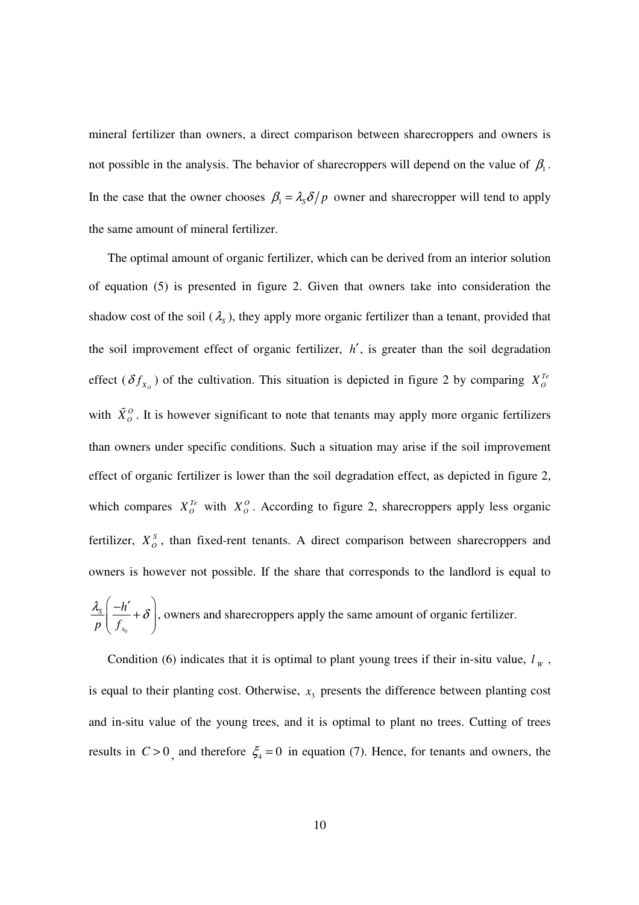mineral fertilizer than owners, a direct comparison between sharecroppers and owners is not possible in the analysis. The behavior of sharecroppers will depend on the value of $\beta_1$. In the case that the owner chooses $\beta_1 = \lambda_S \delta / p$ owner and sharecropper will tend to apply the same amount of mineral fertilizer.

The optimal amount of organic fertilizer, which can be derived from an interior solution of equation (5) is presented in figure 2. Given that owners take into consideration the shadow cost of the soil ($\lambda_S$), they apply more organic fertilizer than a tenant, provided that the soil improvement effect of organic fertilizer, $h'$, is greater than the soil degradation effect ($\delta f_{X_O}$) of the cultivation. This situation is depicted in figure 2 by comparing $X_O^{Te}$ with $\tilde{X}_O^O$. It is however significant to note that tenants may apply more organic fertilizers than owners under specific conditions. Such a situation may arise if the soil improvement effect of organic fertilizer is lower than the soil degradation effect, as depicted in figure 2, which compares $X_O^{Te}$ with $X_O^O$. According to figure 2, sharecroppers apply less organic fertilizer, $X_O^S$, than fixed-rent tenants. A direct comparison between sharecroppers and owners is however not possible. If the share that corresponds to the landlord is equal to $\frac{\lambda_S}{p}\left(\frac{-h'}{f_{x_0}} + \delta\right)$, owners and sharecroppers apply the same amount of organic fertilizer.

Condition (6) indicates that it is optimal to plant young trees if their in-situ value, $l_W$, is equal to their planting cost. Otherwise, $x_3$ presents the difference between planting cost and in-situ value of the young trees, and it is optimal to plant no trees. Cutting of trees results in $C > 0$, and therefore $\xi_4 = 0$ in equation (7). Hence, for tenants and owners, the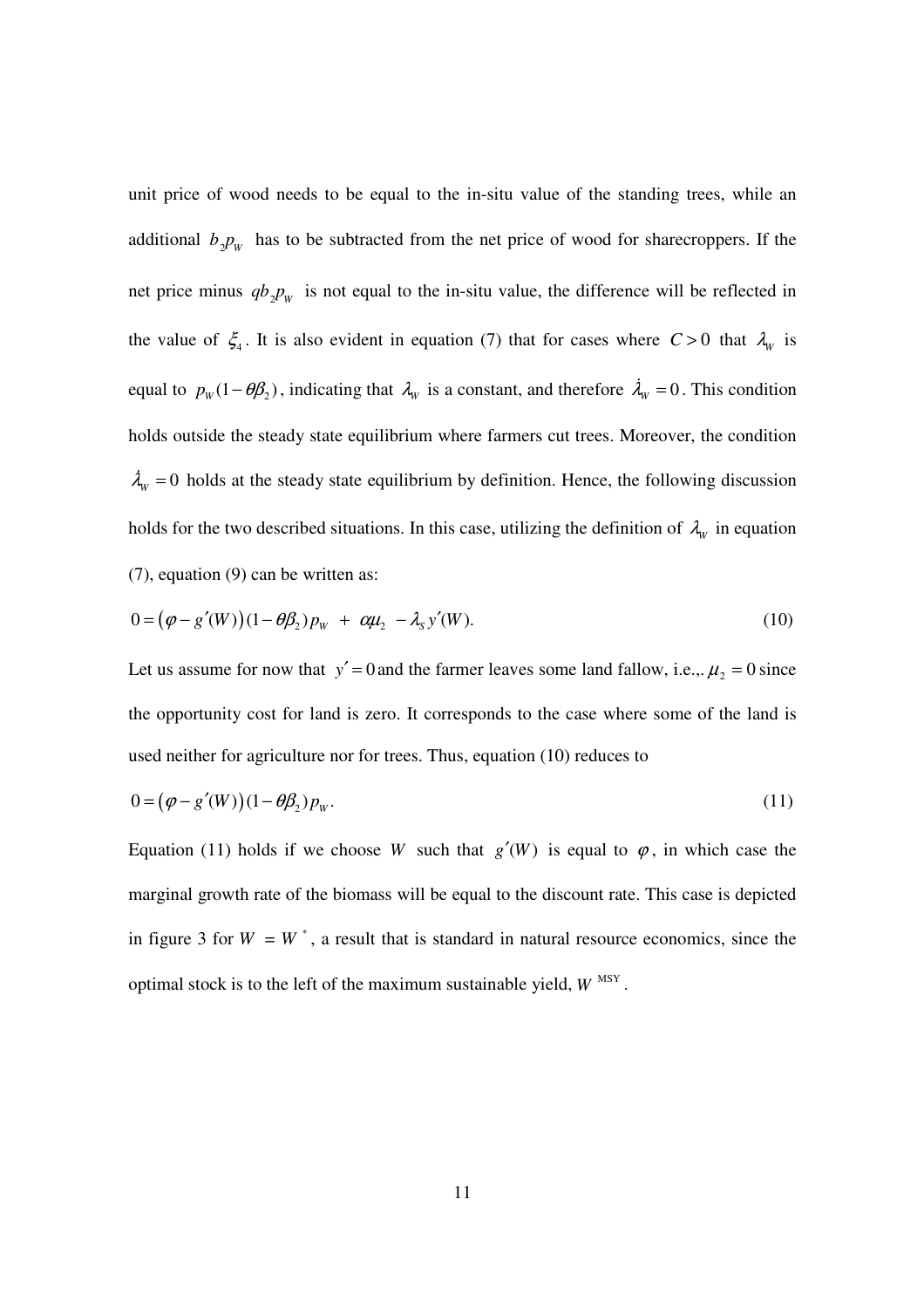unit price of wood needs to be equal to the in-situ value of the standing trees, while an additional $b_2 p_W$ has to be subtracted from the net price of wood for sharecroppers. If the net price minus $qb_2 p_W$ is not equal to the in-situ value, the difference will be reflected in the value of $\xi_4$. It is also evident in equation (7) that for cases where $C > 0$ that $\lambda_W$ is equal to $p_W(1-\theta\beta_2)$, indicating that $\lambda_W$ is a constant, and therefore $\dot{\lambda}_W = 0$. This condition holds outside the steady state equilibrium where farmers cut trees. Moreover, the condition $\dot{\lambda}_W = 0$ holds at the steady state equilibrium by definition. Hence, the following discussion holds for the two described situations. In this case, utilizing the definition of $\lambda_W$ in equation (7), equation (9) can be written as:

$$0 = \left(\varphi - g'(W)\right)(1-\theta\beta_2)p_W \; + \; \alpha\mu_2 \; - \lambda_S y'(W). \tag{10}$$

Let us assume for now that $y' = 0$ and the farmer leaves some land fallow, i.e.,. $\mu_2 = 0$ since the opportunity cost for land is zero. It corresponds to the case where some of the land is used neither for agriculture nor for trees. Thus, equation (10) reduces to

$$0 = \left(\varphi - g'(W)\right)(1-\theta\beta_2)p_W. \tag{11}$$

Equation (11) holds if we choose $W$ such that $g'(W)$ is equal to $\varphi$, in which case the marginal growth rate of the biomass will be equal to the discount rate. This case is depicted in figure 3 for $W = W^*$, a result that is standard in natural resource economics, since the optimal stock is to the left of the maximum sustainable yield, $W^{MSY}$.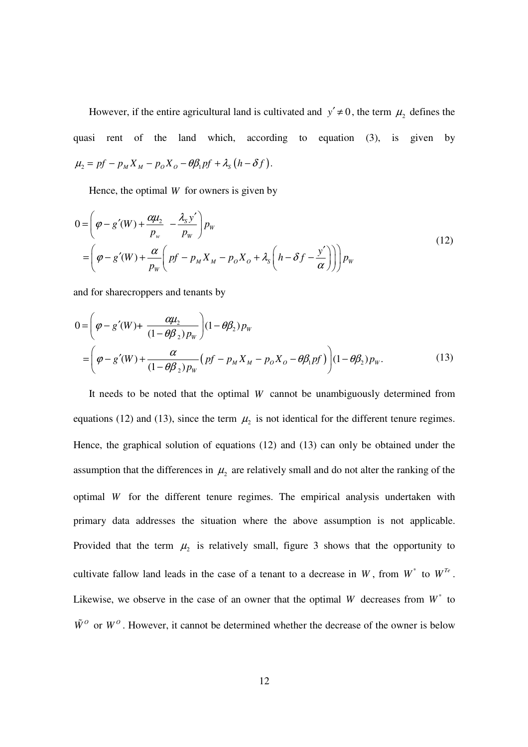However, if the entire agricultural land is cultivated and $y' \neq 0$, the term $\mu_2$ defines the quasi rent of the land which, according to equation (3), is given by $\mu_2 = pf - p_M X_M - p_O X_O - \theta\beta_1 pf + \lambda_S (h - \delta f)$.

Hence, the optimal $W$ for owners is given by

$$
\begin{aligned}
0 &= \left( \varphi - g'(W) + \frac{\alpha\mu_2}{p_w} - \frac{\lambda_S y'}{p_W} \right) p_W \\
&= \left( \varphi - g'(W) + \frac{\alpha}{p_W} \left( pf - p_M X_M - p_O X_O + \lambda_S \left( h - \delta f - \frac{y'}{\alpha} \right) \right) \right) p_W
\end{aligned}
\tag{12}
$$

and for sharecroppers and tenants by

$$
\begin{aligned}
0 &= \left( \varphi - g'(W) + \frac{\alpha\mu_2}{(1-\theta\beta_2) p_W} \right) (1-\theta\beta_2) p_W \\
&= \left( \varphi - g'(W) + \frac{\alpha}{(1-\theta\beta_2) p_W} \left( pf - p_M X_M - p_O X_O - \theta\beta_1 pf \right) \right) (1-\theta\beta_2) p_W .
\end{aligned}
\tag{13}
$$

It needs to be noted that the optimal $W$ cannot be unambiguously determined from equations (12) and (13), since the term $\mu_2$ is not identical for the different tenure regimes. Hence, the graphical solution of equations (12) and (13) can only be obtained under the assumption that the differences in $\mu_2$ are relatively small and do not alter the ranking of the optimal $W$ for the different tenure regimes. The empirical analysis undertaken with primary data addresses the situation where the above assumption is not applicable. Provided that the term $\mu_2$ is relatively small, figure 3 shows that the opportunity to cultivate fallow land leads in the case of a tenant to a decrease in $W$, from $W^*$ to $W^{Te}$. Likewise, we observe in the case of an owner that the optimal $W$ decreases from $W^*$ to $\tilde{W}^O$ or $W^O$. However, it cannot be determined whether the decrease of the owner is below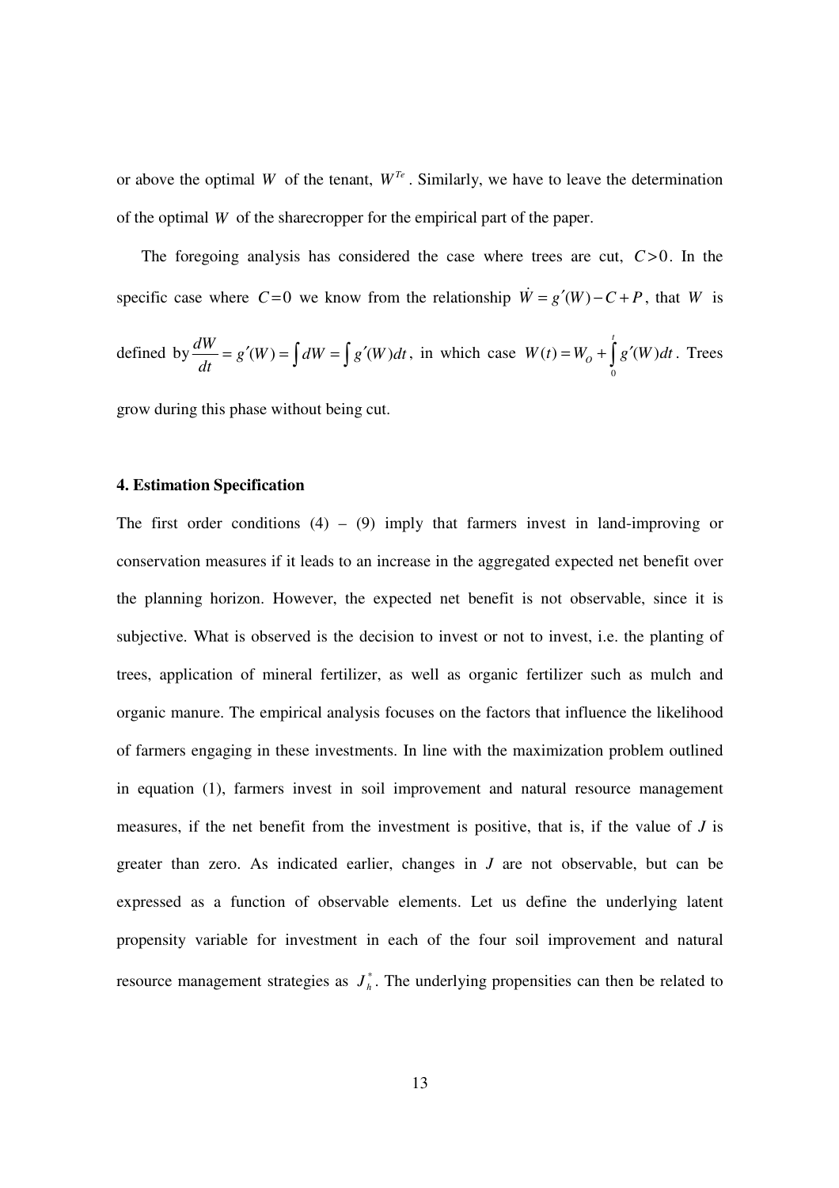or above the optimal $W$ of the tenant, $W^{Te}$. Similarly, we have to leave the determination of the optimal $W$ of the sharecropper for the empirical part of the paper.

The foregoing analysis has considered the case where trees are cut, $C>0$. In the specific case where $C=0$ we know from the relationship $\dot{W} = g'(W) - C + P$, that $W$ is defined by $\frac{dW}{dt} = g'(W) = \int dW = \int g'(W)dt$, in which case $W(t) = W_O + \int_0^t g'(W)dt$. Trees grow during this phase without being cut.

## 4. Estimation Specification

The first order conditions (4) – (9) imply that farmers invest in land-improving or conservation measures if it leads to an increase in the aggregated expected net benefit over the planning horizon. However, the expected net benefit is not observable, since it is subjective. What is observed is the decision to invest or not to invest, i.e. the planting of trees, application of mineral fertilizer, as well as organic fertilizer such as mulch and organic manure. The empirical analysis focuses on the factors that influence the likelihood of farmers engaging in these investments. In line with the maximization problem outlined in equation (1), farmers invest in soil improvement and natural resource management measures, if the net benefit from the investment is positive, that is, if the value of $J$ is greater than zero. As indicated earlier, changes in $J$ are not observable, but can be expressed as a function of observable elements. Let us define the underlying latent propensity variable for investment in each of the four soil improvement and natural resource management strategies as $J_h^*$. The underlying propensities can then be related to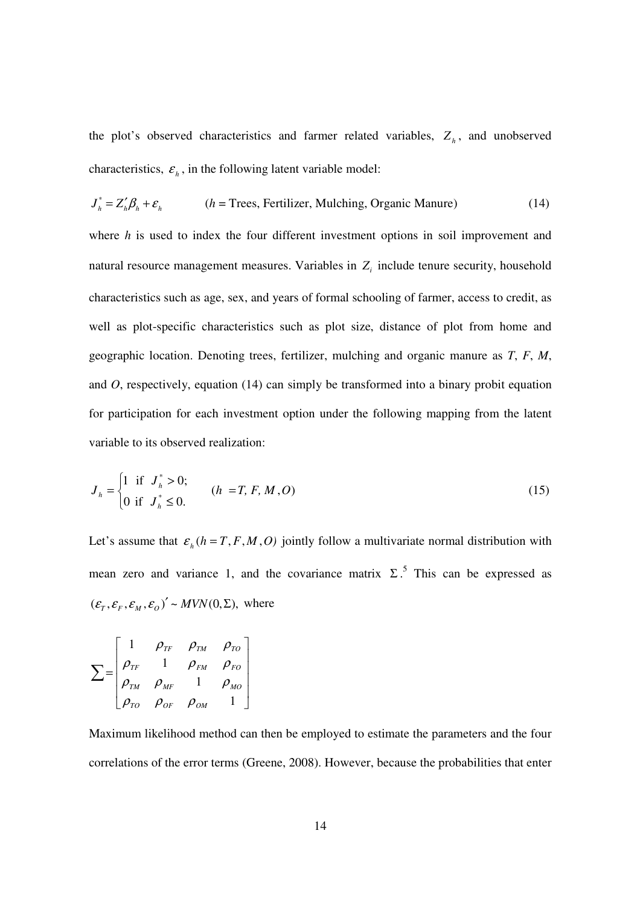the plot's observed characteristics and farmer related variables, $Z_h$, and unobserved characteristics, $\varepsilon_h$, in the following latent variable model:

$$J_h^* = Z_h' \beta_h + \varepsilon_h \qquad (h = \text{Trees, Fertilizer, Mulching, Organic Manure}) \qquad (14)$$

where $h$ is used to index the four different investment options in soil improvement and natural resource management measures. Variables in $Z_i$ include tenure security, household characteristics such as age, sex, and years of formal schooling of farmer, access to credit, as well as plot-specific characteristics such as plot size, distance of plot from home and geographic location. Denoting trees, fertilizer, mulching and organic manure as $T$, $F$, $M$, and $O$, respectively, equation (14) can simply be transformed into a binary probit equation for participation for each investment option under the following mapping from the latent variable to its observed realization:

$$J_h = \begin{cases} 1 & \text{if } J_h^* > 0; \\ 0 & \text{if } J_h^* \leq 0. \end{cases} \qquad (h = T, F, M, O) \qquad (15)$$

Let's assume that $\varepsilon_h (h = T, F, M, O)$ jointly follow a multivariate normal distribution with mean zero and variance 1, and the covariance matrix $\Sigma$.[5] This can be expressed as $(\varepsilon_T, \varepsilon_F, \varepsilon_M, \varepsilon_O)' \sim MVN(0, \Sigma)$, where

$$\Sigma = \begin{bmatrix} 1 & \rho_{TF} & \rho_{TM} & \rho_{TO} \\ \rho_{TF} & 1 & \rho_{FM} & \rho_{FO} \\ \rho_{TM} & \rho_{MF} & 1 & \rho_{MO} \\ \rho_{TO} & \rho_{OF} & \rho_{OM} & 1 \end{bmatrix}$$

Maximum likelihood method can then be employed to estimate the parameters and the four correlations of the error terms (Greene, 2008). However, because the probabilities that enter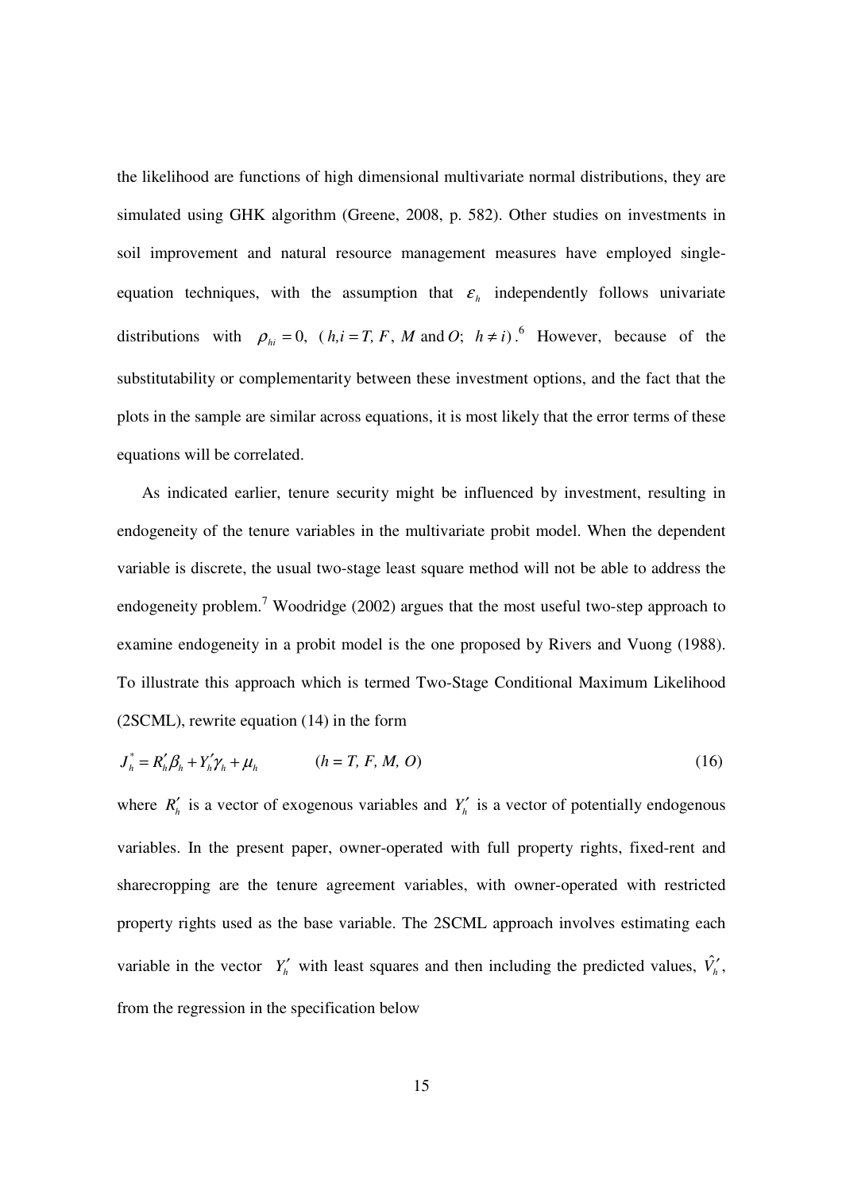the likelihood are functions of high dimensional multivariate normal distributions, they are simulated using GHK algorithm (Greene, 2008, p. 582). Other studies on investments in soil improvement and natural resource management measures have employed single-equation techniques, with the assumption that $\varepsilon_h$ independently follows univariate distributions with $\rho_{hi} = 0,\ (h,i = T, F, M \text{ and } O;\ h \neq i)$.[6] However, because of the substitutability or complementarity between these investment options, and the fact that the plots in the sample are similar across equations, it is most likely that the error terms of these equations will be correlated.

As indicated earlier, tenure security might be influenced by investment, resulting in endogeneity of the tenure variables in the multivariate probit model. When the dependent variable is discrete, the usual two-stage least square method will not be able to address the endogeneity problem.[7] Woodridge (2002) argues that the most useful two-step approach to examine endogeneity in a probit model is the one proposed by Rivers and Vuong (1988). To illustrate this approach which is termed Two-Stage Conditional Maximum Likelihood (2SCML), rewrite equation (14) in the form

$$J_h^* = R_h'\beta_h + Y_h'\gamma_h + \mu_h \qquad (h = T, F, M, O) \tag{16}$$

where $R_h'$ is a vector of exogenous variables and $Y_h'$ is a vector of potentially endogenous variables. In the present paper, owner-operated with full property rights, fixed-rent and sharecropping are the tenure agreement variables, with owner-operated with restricted property rights used as the base variable. The 2SCML approach involves estimating each variable in the vector $Y_h'$ with least squares and then including the predicted values, $\hat{V}_h'$, from the regression in the specification below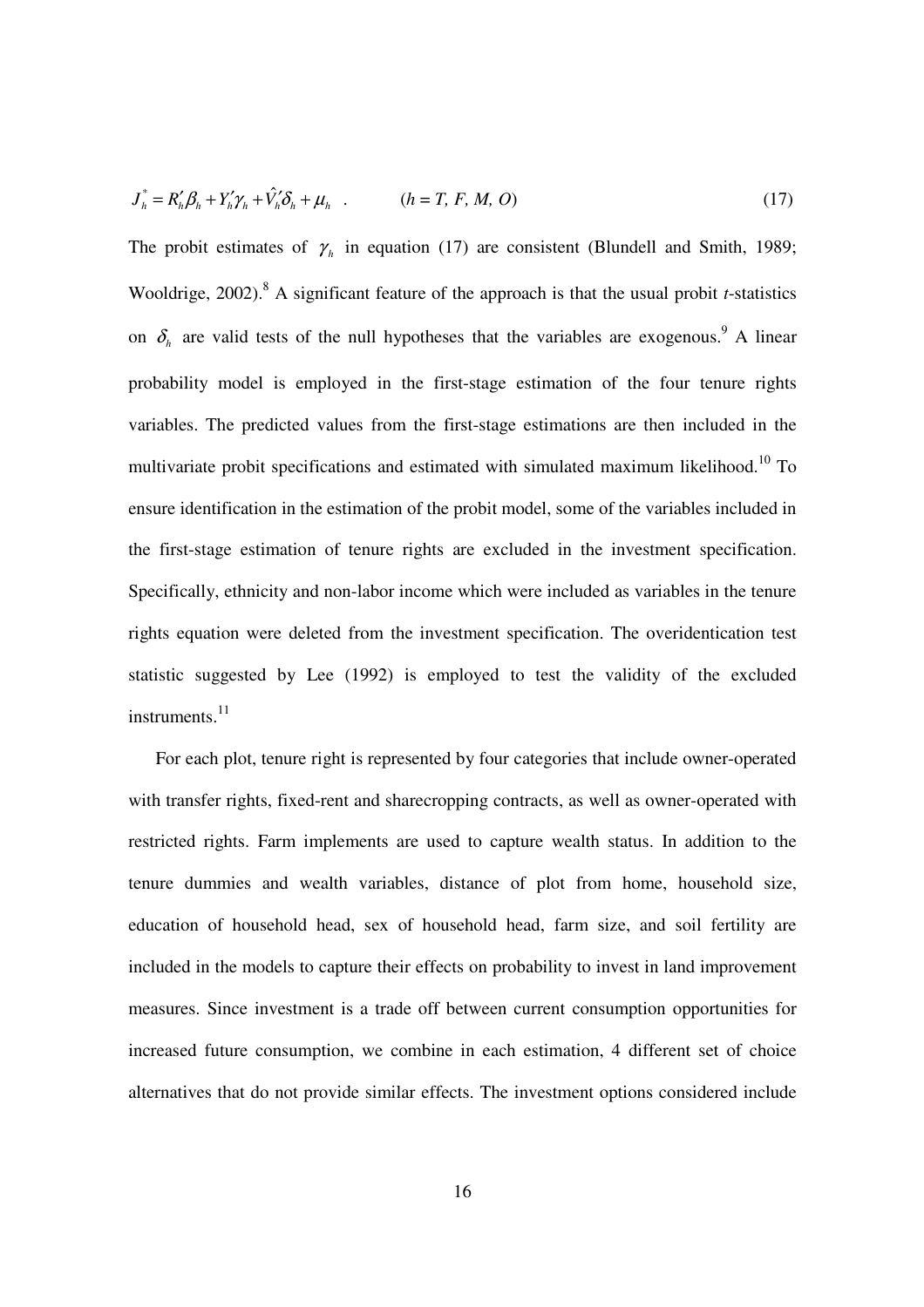$$J_h^* = R_h'\beta_h + Y_h'\gamma_h + \hat{V}_h'\delta_h + \mu_h \quad . \qquad (h = T, F, M, O) \tag{17}$$

The probit estimates of $\gamma_h$ in equation (17) are consistent (Blundell and Smith, 1989; Wooldrige, 2002).[8] A significant feature of the approach is that the usual probit *t*-statistics on $\delta_h$ are valid tests of the null hypotheses that the variables are exogenous.[9] A linear probability model is employed in the first-stage estimation of the four tenure rights variables. The predicted values from the first-stage estimations are then included in the multivariate probit specifications and estimated with simulated maximum likelihood.[10] To ensure identification in the estimation of the probit model, some of the variables included in the first-stage estimation of tenure rights are excluded in the investment specification. Specifically, ethnicity and non-labor income which were included as variables in the tenure rights equation were deleted from the investment specification. The overidentication test statistic suggested by Lee (1992) is employed to test the validity of the excluded instruments.[11]

For each plot, tenure right is represented by four categories that include owner-operated with transfer rights, fixed-rent and sharecropping contracts, as well as owner-operated with restricted rights. Farm implements are used to capture wealth status. In addition to the tenure dummies and wealth variables, distance of plot from home, household size, education of household head, sex of household head, farm size, and soil fertility are included in the models to capture their effects on probability to invest in land improvement measures. Since investment is a trade off between current consumption opportunities for increased future consumption, we combine in each estimation, 4 different set of choice alternatives that do not provide similar effects. The investment options considered include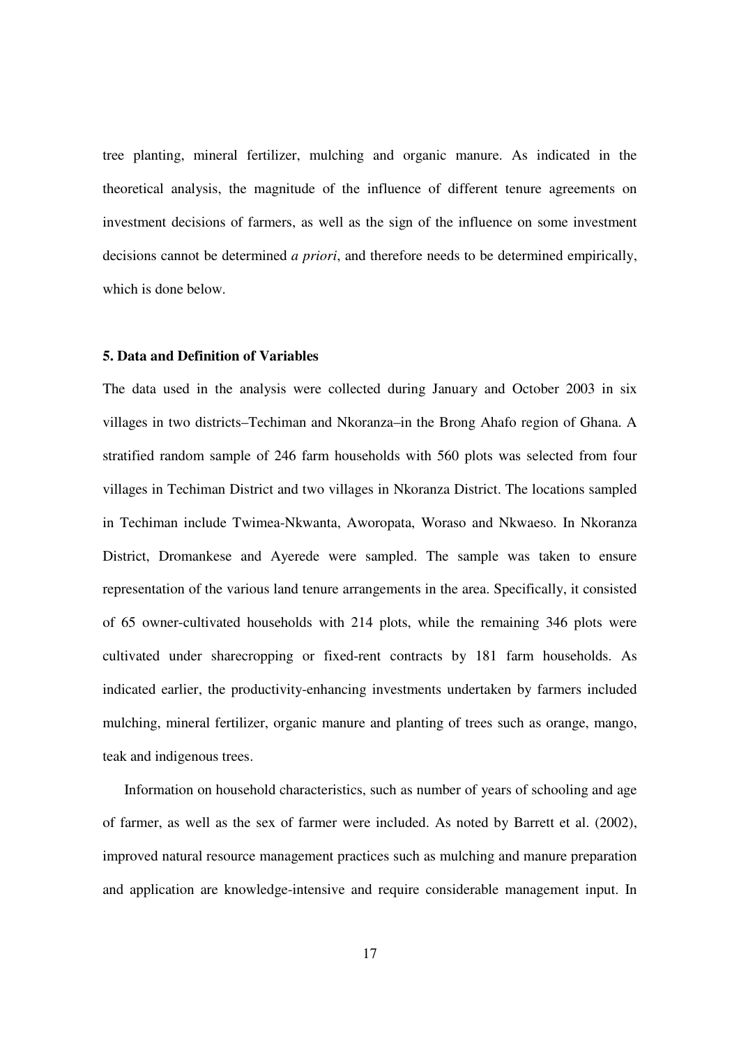tree planting, mineral fertilizer, mulching and organic manure. As indicated in the theoretical analysis, the magnitude of the influence of different tenure agreements on investment decisions of farmers, as well as the sign of the influence on some investment decisions cannot be determined *a priori*, and therefore needs to be determined empirically, which is done below.

## 5. Data and Definition of Variables

The data used in the analysis were collected during January and October 2003 in six villages in two districts–Techiman and Nkoranza–in the Brong Ahafo region of Ghana. A stratified random sample of 246 farm households with 560 plots was selected from four villages in Techiman District and two villages in Nkoranza District. The locations sampled in Techiman include Twimea-Nkwanta, Aworopata, Woraso and Nkwaeso. In Nkoranza District, Dromankese and Ayerede were sampled. The sample was taken to ensure representation of the various land tenure arrangements in the area. Specifically, it consisted of 65 owner-cultivated households with 214 plots, while the remaining 346 plots were cultivated under sharecropping or fixed-rent contracts by 181 farm households. As indicated earlier, the productivity-enhancing investments undertaken by farmers included mulching, mineral fertilizer, organic manure and planting of trees such as orange, mango, teak and indigenous trees.

Information on household characteristics, such as number of years of schooling and age of farmer, as well as the sex of farmer were included. As noted by Barrett et al. (2002), improved natural resource management practices such as mulching and manure preparation and application are knowledge-intensive and require considerable management input. In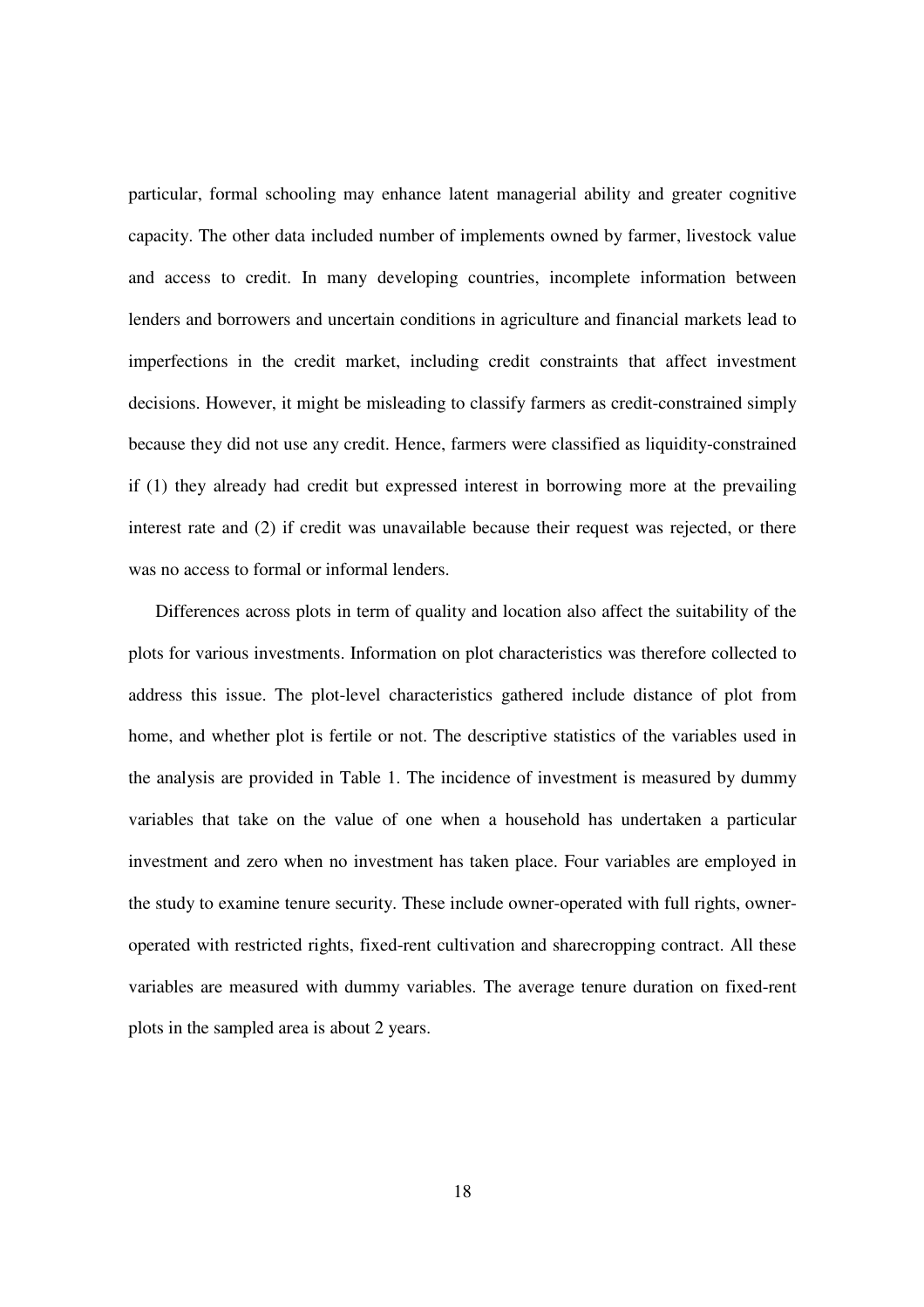particular, formal schooling may enhance latent managerial ability and greater cognitive capacity. The other data included number of implements owned by farmer, livestock value and access to credit. In many developing countries, incomplete information between lenders and borrowers and uncertain conditions in agriculture and financial markets lead to imperfections in the credit market, including credit constraints that affect investment decisions. However, it might be misleading to classify farmers as credit-constrained simply because they did not use any credit. Hence, farmers were classified as liquidity-constrained if (1) they already had credit but expressed interest in borrowing more at the prevailing interest rate and (2) if credit was unavailable because their request was rejected, or there was no access to formal or informal lenders.

Differences across plots in term of quality and location also affect the suitability of the plots for various investments. Information on plot characteristics was therefore collected to address this issue. The plot-level characteristics gathered include distance of plot from home, and whether plot is fertile or not. The descriptive statistics of the variables used in the analysis are provided in Table 1. The incidence of investment is measured by dummy variables that take on the value of one when a household has undertaken a particular investment and zero when no investment has taken place. Four variables are employed in the study to examine tenure security. These include owner-operated with full rights, owner-operated with restricted rights, fixed-rent cultivation and sharecropping contract. All these variables are measured with dummy variables. The average tenure duration on fixed-rent plots in the sampled area is about 2 years.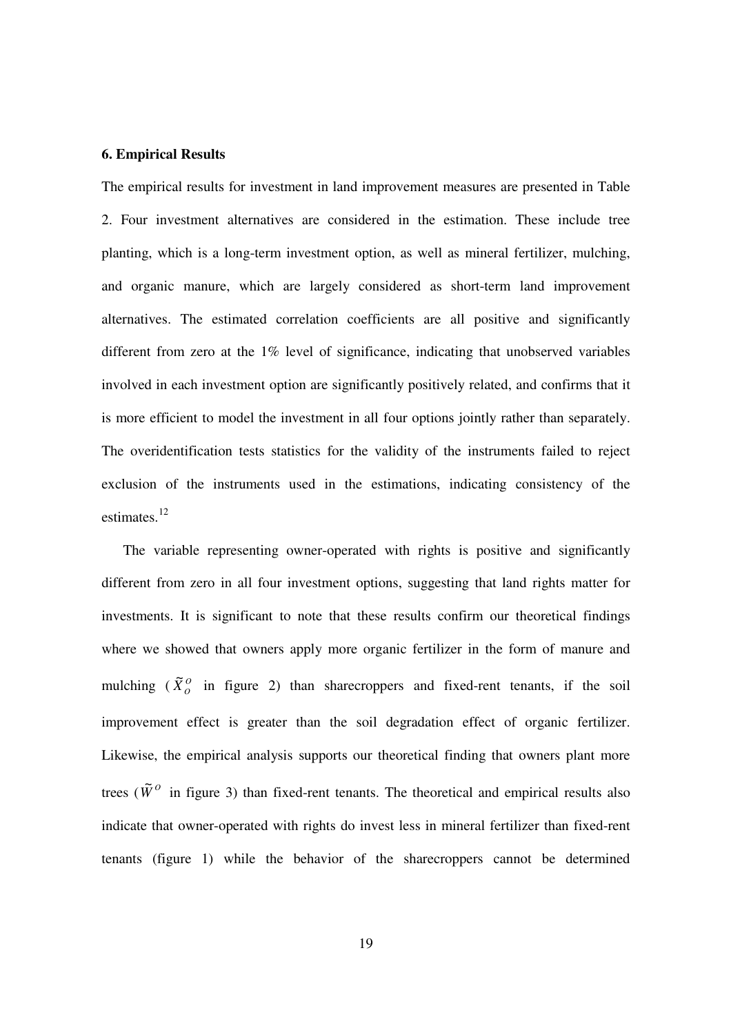### 6. Empirical Results

The empirical results for investment in land improvement measures are presented in Table 2. Four investment alternatives are considered in the estimation. These include tree planting, which is a long-term investment option, as well as mineral fertilizer, mulching, and organic manure, which are largely considered as short-term land improvement alternatives. The estimated correlation coefficients are all positive and significantly different from zero at the 1% level of significance, indicating that unobserved variables involved in each investment option are significantly positively related, and confirms that it is more efficient to model the investment in all four options jointly rather than separately. The overidentification tests statistics for the validity of the instruments failed to reject exclusion of the instruments used in the estimations, indicating consistency of the estimates.[12]

The variable representing owner-operated with rights is positive and significantly different from zero in all four investment options, suggesting that land rights matter for investments. It is significant to note that these results confirm our theoretical findings where we showed that owners apply more organic fertilizer in the form of manure and mulching ($\tilde{X}_o^o$ in figure 2) than sharecroppers and fixed-rent tenants, if the soil improvement effect is greater than the soil degradation effect of organic fertilizer. Likewise, the empirical analysis supports our theoretical finding that owners plant more trees ($\tilde{W}^o$ in figure 3) than fixed-rent tenants. The theoretical and empirical results also indicate that owner-operated with rights do invest less in mineral fertilizer than fixed-rent tenants (figure 1) while the behavior of the sharecroppers cannot be determined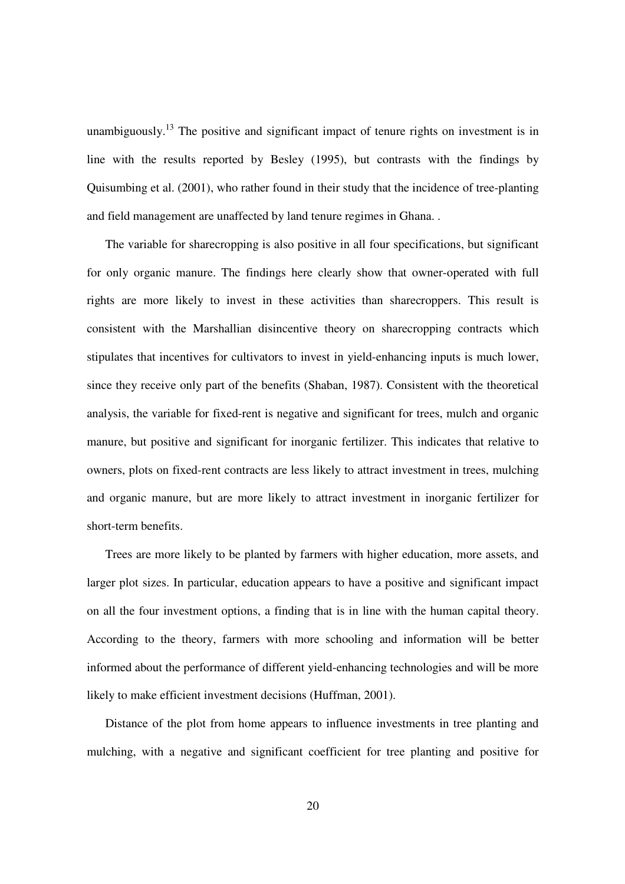unambiguously.[13] The positive and significant impact of tenure rights on investment is in line with the results reported by Besley (1995), but contrasts with the findings by Quisumbing et al. (2001), who rather found in their study that the incidence of tree-planting and field management are unaffected by land tenure regimes in Ghana. .

The variable for sharecropping is also positive in all four specifications, but significant for only organic manure. The findings here clearly show that owner-operated with full rights are more likely to invest in these activities than sharecroppers. This result is consistent with the Marshallian disincentive theory on sharecropping contracts which stipulates that incentives for cultivators to invest in yield-enhancing inputs is much lower, since they receive only part of the benefits (Shaban, 1987). Consistent with the theoretical analysis, the variable for fixed-rent is negative and significant for trees, mulch and organic manure, but positive and significant for inorganic fertilizer. This indicates that relative to owners, plots on fixed-rent contracts are less likely to attract investment in trees, mulching and organic manure, but are more likely to attract investment in inorganic fertilizer for short-term benefits.

Trees are more likely to be planted by farmers with higher education, more assets, and larger plot sizes. In particular, education appears to have a positive and significant impact on all the four investment options, a finding that is in line with the human capital theory. According to the theory, farmers with more schooling and information will be better informed about the performance of different yield-enhancing technologies and will be more likely to make efficient investment decisions (Huffman, 2001).

Distance of the plot from home appears to influence investments in tree planting and mulching, with a negative and significant coefficient for tree planting and positive for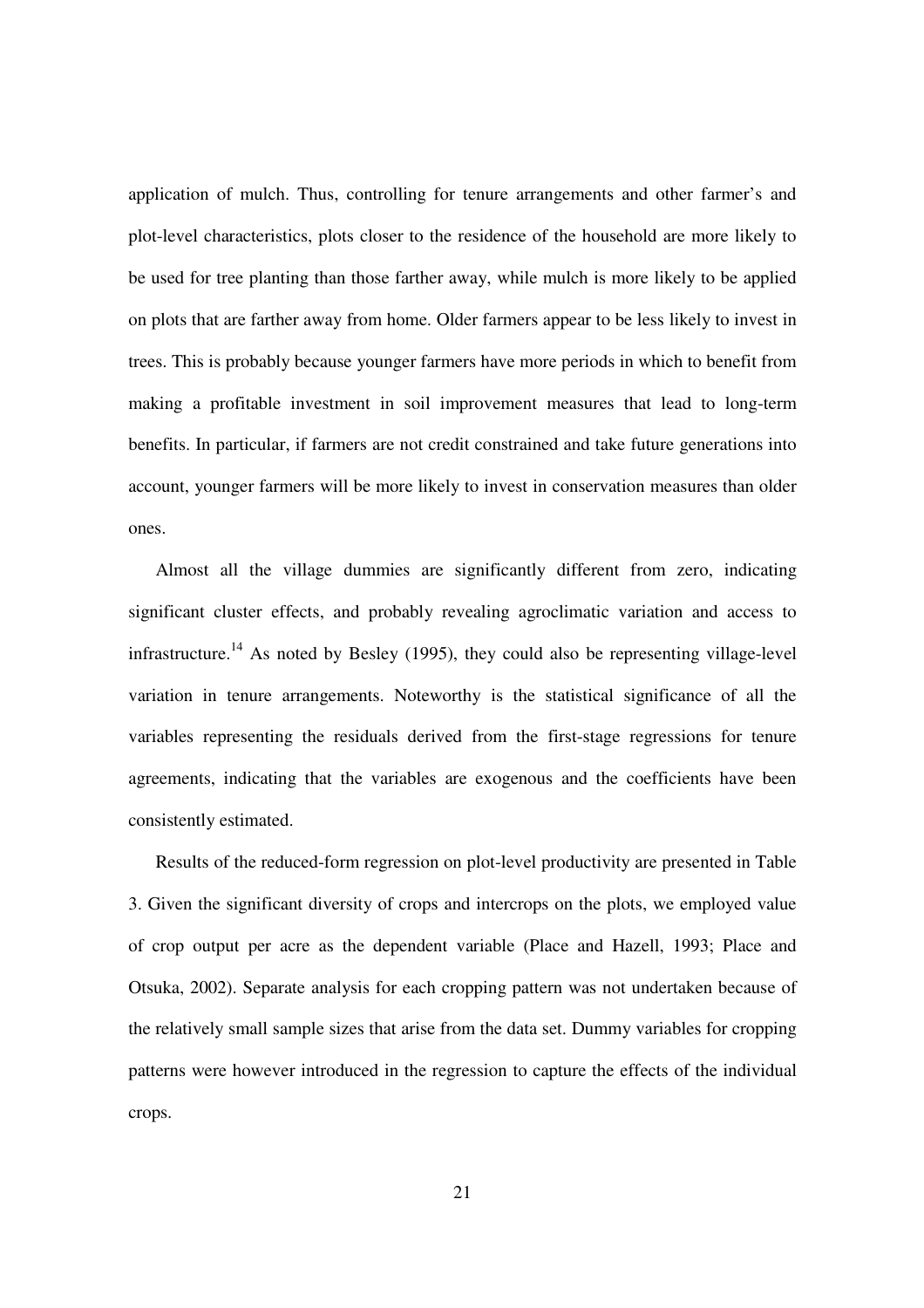application of mulch. Thus, controlling for tenure arrangements and other farmer's and plot-level characteristics, plots closer to the residence of the household are more likely to be used for tree planting than those farther away, while mulch is more likely to be applied on plots that are farther away from home. Older farmers appear to be less likely to invest in trees. This is probably because younger farmers have more periods in which to benefit from making a profitable investment in soil improvement measures that lead to long-term benefits. In particular, if farmers are not credit constrained and take future generations into account, younger farmers will be more likely to invest in conservation measures than older ones.

Almost all the village dummies are significantly different from zero, indicating significant cluster effects, and probably revealing agroclimatic variation and access to infrastructure.[14] As noted by Besley (1995), they could also be representing village-level variation in tenure arrangements. Noteworthy is the statistical significance of all the variables representing the residuals derived from the first-stage regressions for tenure agreements, indicating that the variables are exogenous and the coefficients have been consistently estimated.

Results of the reduced-form regression on plot-level productivity are presented in Table 3. Given the significant diversity of crops and intercrops on the plots, we employed value of crop output per acre as the dependent variable (Place and Hazell, 1993; Place and Otsuka, 2002). Separate analysis for each cropping pattern was not undertaken because of the relatively small sample sizes that arise from the data set. Dummy variables for cropping patterns were however introduced in the regression to capture the effects of the individual crops.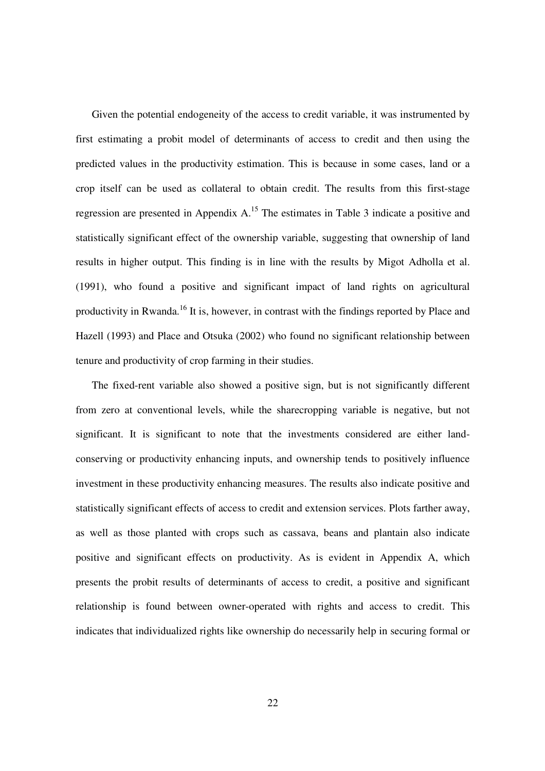Given the potential endogeneity of the access to credit variable, it was instrumented by first estimating a probit model of determinants of access to credit and then using the predicted values in the productivity estimation. This is because in some cases, land or a crop itself can be used as collateral to obtain credit. The results from this first-stage regression are presented in Appendix A.[15] The estimates in Table 3 indicate a positive and statistically significant effect of the ownership variable, suggesting that ownership of land results in higher output. This finding is in line with the results by Migot Adholla et al. (1991), who found a positive and significant impact of land rights on agricultural productivity in Rwanda.[16] It is, however, in contrast with the findings reported by Place and Hazell (1993) and Place and Otsuka (2002) who found no significant relationship between tenure and productivity of crop farming in their studies.

The fixed-rent variable also showed a positive sign, but is not significantly different from zero at conventional levels, while the sharecropping variable is negative, but not significant. It is significant to note that the investments considered are either land-conserving or productivity enhancing inputs, and ownership tends to positively influence investment in these productivity enhancing measures. The results also indicate positive and statistically significant effects of access to credit and extension services. Plots farther away, as well as those planted with crops such as cassava, beans and plantain also indicate positive and significant effects on productivity. As is evident in Appendix A, which presents the probit results of determinants of access to credit, a positive and significant relationship is found between owner-operated with rights and access to credit. This indicates that individualized rights like ownership do necessarily help in securing formal or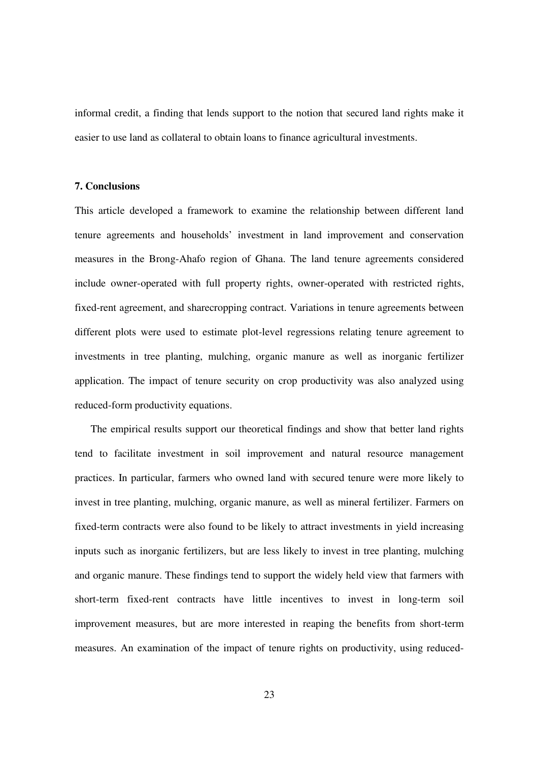informal credit, a finding that lends support to the notion that secured land rights make it easier to use land as collateral to obtain loans to finance agricultural investments.

## 7. Conclusions

This article developed a framework to examine the relationship between different land tenure agreements and households' investment in land improvement and conservation measures in the Brong-Ahafo region of Ghana. The land tenure agreements considered include owner-operated with full property rights, owner-operated with restricted rights, fixed-rent agreement, and sharecropping contract. Variations in tenure agreements between different plots were used to estimate plot-level regressions relating tenure agreement to investments in tree planting, mulching, organic manure as well as inorganic fertilizer application. The impact of tenure security on crop productivity was also analyzed using reduced-form productivity equations.

The empirical results support our theoretical findings and show that better land rights tend to facilitate investment in soil improvement and natural resource management practices. In particular, farmers who owned land with secured tenure were more likely to invest in tree planting, mulching, organic manure, as well as mineral fertilizer. Farmers on fixed-term contracts were also found to be likely to attract investments in yield increasing inputs such as inorganic fertilizers, but are less likely to invest in tree planting, mulching and organic manure. These findings tend to support the widely held view that farmers with short-term fixed-rent contracts have little incentives to invest in long-term soil improvement measures, but are more interested in reaping the benefits from short-term measures. An examination of the impact of tenure rights on productivity, using reduced-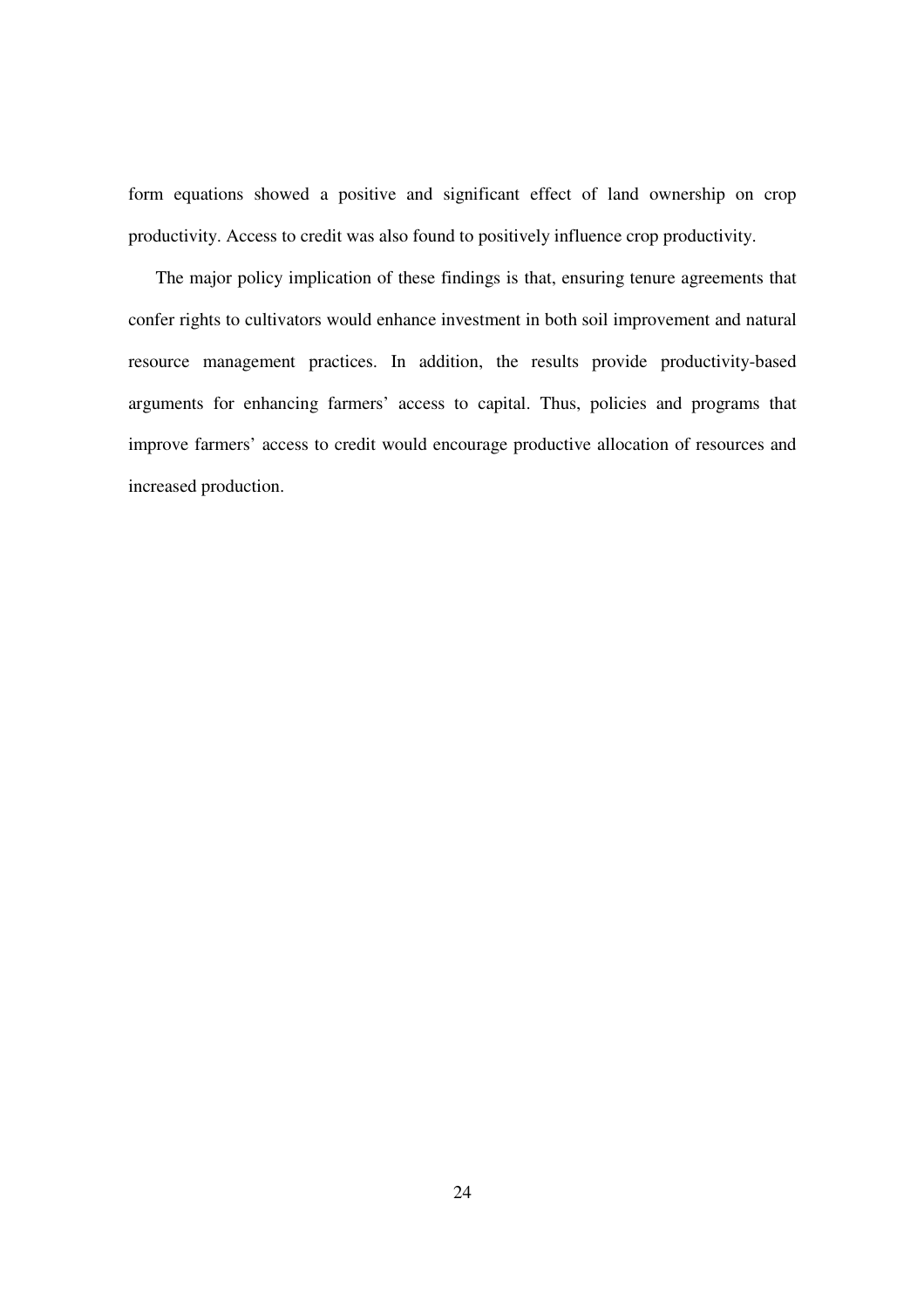form equations showed a positive and significant effect of land ownership on crop productivity. Access to credit was also found to positively influence crop productivity.

The major policy implication of these findings is that, ensuring tenure agreements that confer rights to cultivators would enhance investment in both soil improvement and natural resource management practices. In addition, the results provide productivity-based arguments for enhancing farmers' access to capital. Thus, policies and programs that improve farmers' access to credit would encourage productive allocation of resources and increased production.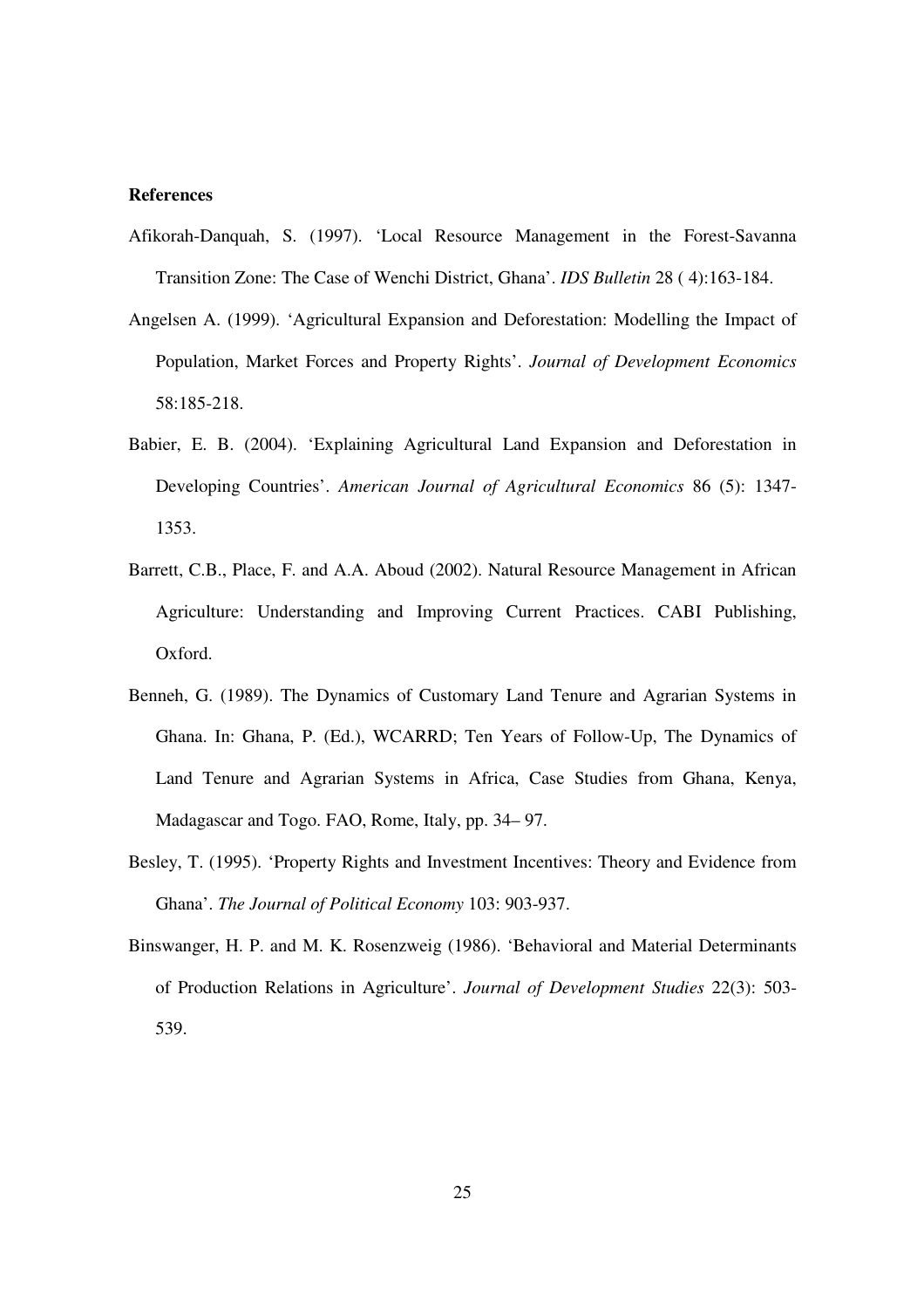**References**

Afikorah-Danquah, S. (1997). 'Local Resource Management in the Forest-Savanna Transition Zone: The Case of Wenchi District, Ghana'. *IDS Bulletin* 28 ( 4):163-184.

Angelsen A. (1999). 'Agricultural Expansion and Deforestation: Modelling the Impact of Population, Market Forces and Property Rights'. *Journal of Development Economics* 58:185-218.

Babier, E. B. (2004). 'Explaining Agricultural Land Expansion and Deforestation in Developing Countries'. *American Journal of Agricultural Economics* 86 (5): 1347-1353.

Barrett, C.B., Place, F. and A.A. Aboud (2002). Natural Resource Management in African Agriculture: Understanding and Improving Current Practices. CABI Publishing, Oxford.

Benneh, G. (1989). The Dynamics of Customary Land Tenure and Agrarian Systems in Ghana. In: Ghana, P. (Ed.), WCARRD; Ten Years of Follow-Up, The Dynamics of Land Tenure and Agrarian Systems in Africa, Case Studies from Ghana, Kenya, Madagascar and Togo. FAO, Rome, Italy, pp. 34– 97.

Besley, T. (1995). 'Property Rights and Investment Incentives: Theory and Evidence from Ghana'. *The Journal of Political Economy* 103: 903-937.

Binswanger, H. P. and M. K. Rosenzweig (1986). 'Behavioral and Material Determinants of Production Relations in Agriculture'. *Journal of Development Studies* 22(3): 503-539.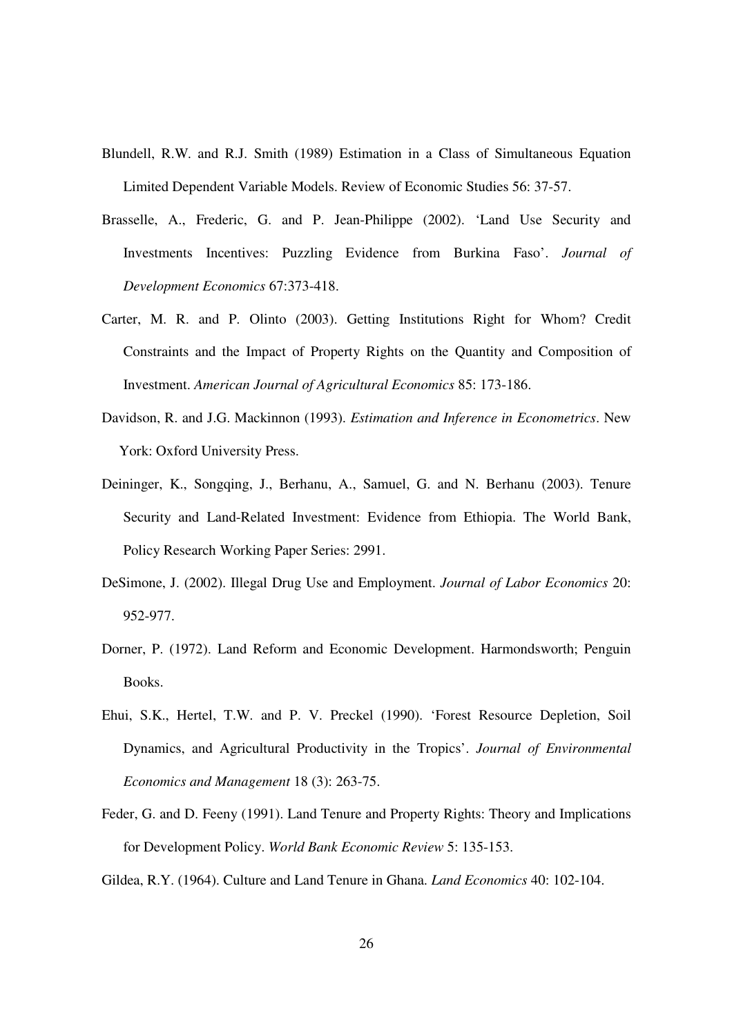Blundell, R.W. and R.J. Smith (1989) Estimation in a Class of Simultaneous Equation Limited Dependent Variable Models. Review of Economic Studies 56: 37-57.

Brasselle, A., Frederic, G. and P. Jean-Philippe (2002). 'Land Use Security and Investments Incentives: Puzzling Evidence from Burkina Faso'. *Journal of Development Economics* 67:373-418.

Carter, M. R. and P. Olinto (2003). Getting Institutions Right for Whom? Credit Constraints and the Impact of Property Rights on the Quantity and Composition of Investment. *American Journal of Agricultural Economics* 85: 173-186.

Davidson, R. and J.G. Mackinnon (1993). *Estimation and Inference in Econometrics*. New York: Oxford University Press.

Deininger, K., Songqing, J., Berhanu, A., Samuel, G. and N. Berhanu (2003). Tenure Security and Land-Related Investment: Evidence from Ethiopia. The World Bank, Policy Research Working Paper Series: 2991.

DeSimone, J. (2002). Illegal Drug Use and Employment. *Journal of Labor Economics* 20: 952-977.

Dorner, P. (1972). Land Reform and Economic Development. Harmondsworth; Penguin Books.

Ehui, S.K., Hertel, T.W. and P. V. Preckel (1990). 'Forest Resource Depletion, Soil Dynamics, and Agricultural Productivity in the Tropics'. *Journal of Environmental Economics and Management* 18 (3): 263-75.

Feder, G. and D. Feeny (1991). Land Tenure and Property Rights: Theory and Implications for Development Policy. *World Bank Economic Review* 5: 135-153.

Gildea, R.Y. (1964). Culture and Land Tenure in Ghana. *Land Economics* 40: 102-104.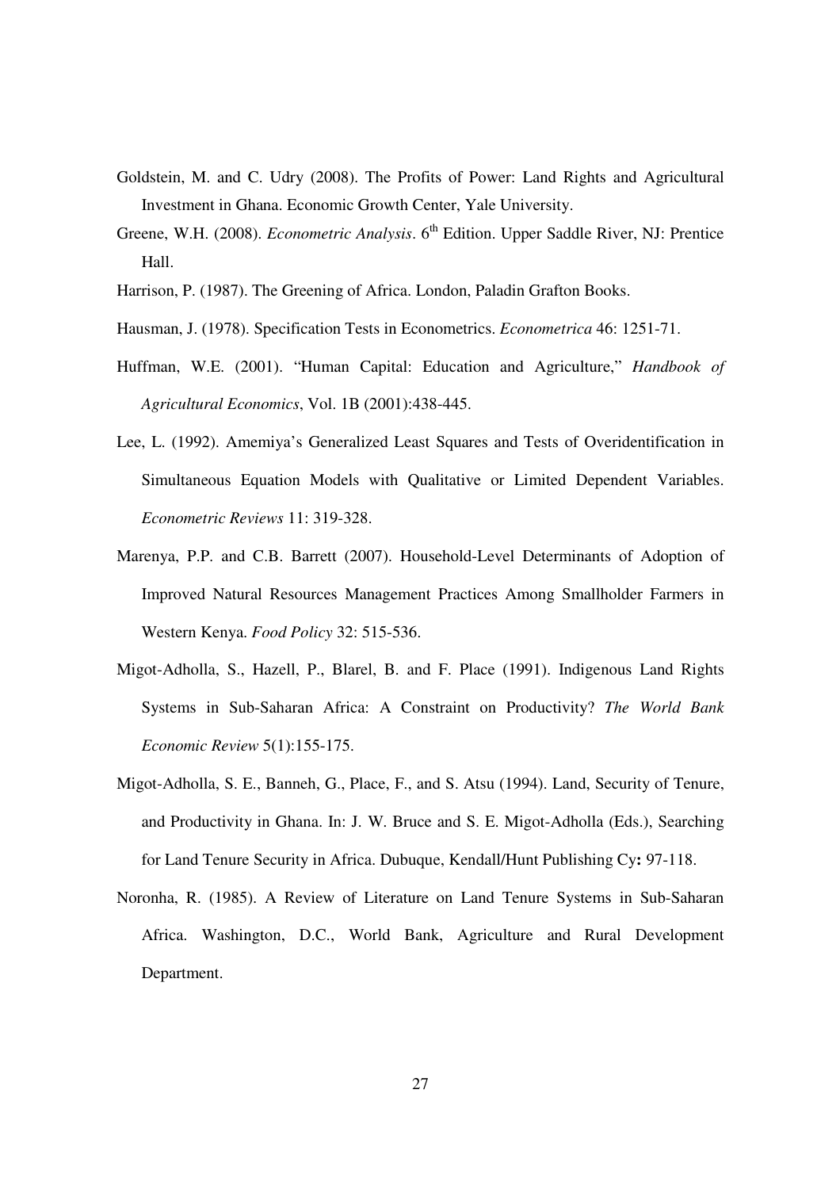Goldstein, M. and C. Udry (2008). The Profits of Power: Land Rights and Agricultural Investment in Ghana. Economic Growth Center, Yale University.

Greene, W.H. (2008). *Econometric Analysis*. 6th Edition. Upper Saddle River, NJ: Prentice Hall.

Harrison, P. (1987). The Greening of Africa. London, Paladin Grafton Books.

Hausman, J. (1978). Specification Tests in Econometrics. *Econometrica* 46: 1251-71.

Huffman, W.E. (2001). "Human Capital: Education and Agriculture," *Handbook of Agricultural Economics*, Vol. 1B (2001):438-445.

Lee, L. (1992). Amemiya's Generalized Least Squares and Tests of Overidentification in Simultaneous Equation Models with Qualitative or Limited Dependent Variables. *Econometric Reviews* 11: 319-328.

Marenya, P.P. and C.B. Barrett (2007). Household-Level Determinants of Adoption of Improved Natural Resources Management Practices Among Smallholder Farmers in Western Kenya. *Food Policy* 32: 515-536.

Migot-Adholla, S., Hazell, P., Blarel, B. and F. Place (1991). Indigenous Land Rights Systems in Sub-Saharan Africa: A Constraint on Productivity? *The World Bank Economic Review* 5(1):155-175.

Migot-Adholla, S. E., Banneh, G., Place, F., and S. Atsu (1994). Land, Security of Tenure, and Productivity in Ghana. In: J. W. Bruce and S. E. Migot-Adholla (Eds.), Searching for Land Tenure Security in Africa. Dubuque, Kendall/Hunt Publishing Cy**:** 97-118.

Noronha, R. (1985). A Review of Literature on Land Tenure Systems in Sub-Saharan Africa. Washington, D.C., World Bank, Agriculture and Rural Development Department.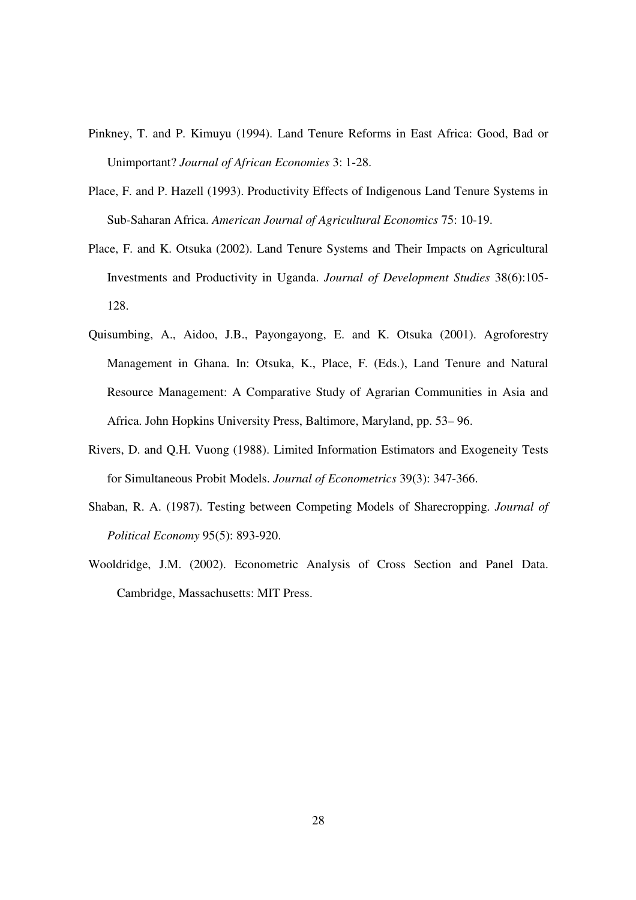Pinkney, T. and P. Kimuyu (1994). Land Tenure Reforms in East Africa: Good, Bad or Unimportant? *Journal of African Economies* 3: 1-28.

Place, F. and P. Hazell (1993). Productivity Effects of Indigenous Land Tenure Systems in Sub-Saharan Africa. *American Journal of Agricultural Economics* 75: 10-19.

Place, F. and K. Otsuka (2002). Land Tenure Systems and Their Impacts on Agricultural Investments and Productivity in Uganda. *Journal of Development Studies* 38(6):105-128.

Quisumbing, A., Aidoo, J.B., Payongayong, E. and K. Otsuka (2001). Agroforestry Management in Ghana. In: Otsuka, K., Place, F. (Eds.), Land Tenure and Natural Resource Management: A Comparative Study of Agrarian Communities in Asia and Africa. John Hopkins University Press, Baltimore, Maryland, pp. 53– 96.

Rivers, D. and Q.H. Vuong (1988). Limited Information Estimators and Exogeneity Tests for Simultaneous Probit Models. *Journal of Econometrics* 39(3): 347-366.

Shaban, R. A. (1987). Testing between Competing Models of Sharecropping. *Journal of Political Economy* 95(5): 893-920.

Wooldridge, J.M. (2002). Econometric Analysis of Cross Section and Panel Data. Cambridge, Massachusetts: MIT Press.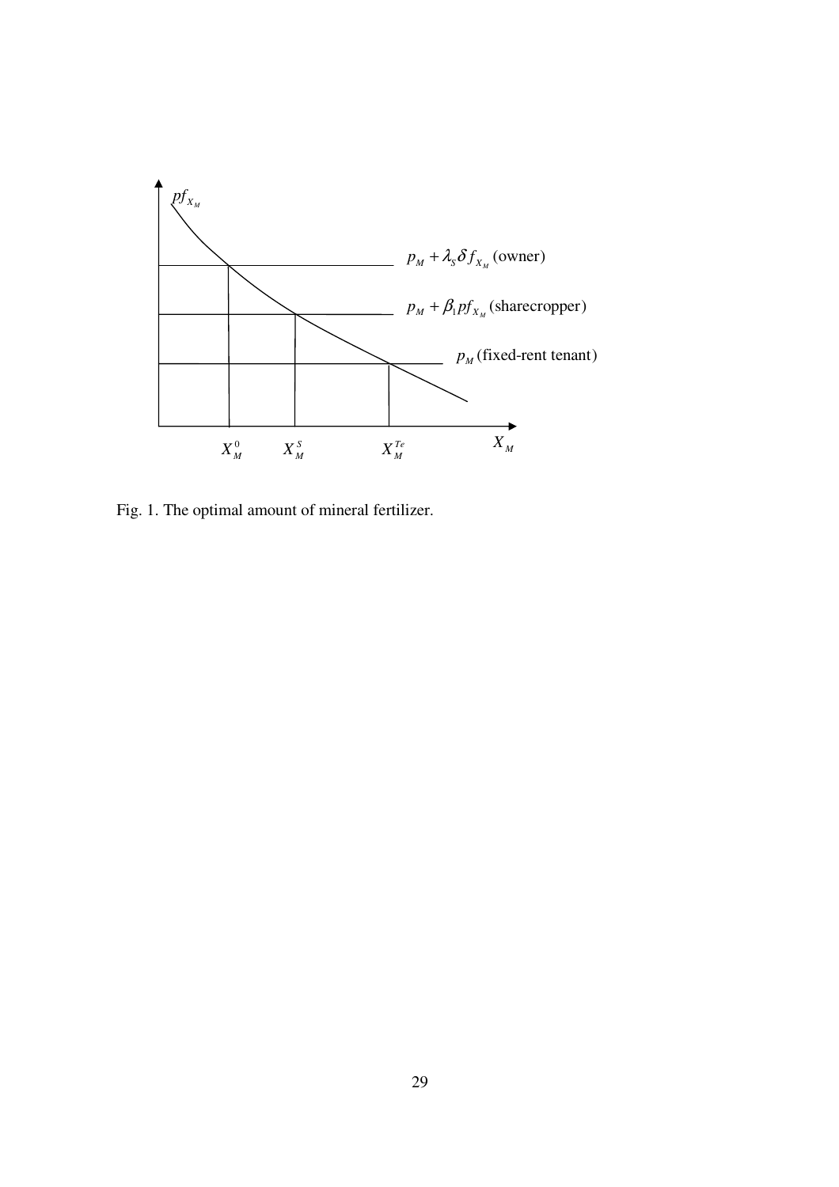$pf_{X_M}$

$p_M + \lambda_S \delta f_{X_M}$ (owner)

$p_M + \beta_1 p f_{X_M}$ (sharecropper)

$p_M$ (fixed-rent tenant)

$X_M^0$

$X_M^S$

$X_M^{Te}$

$X_M$

Fig. 1. The optimal amount of mineral fertilizer.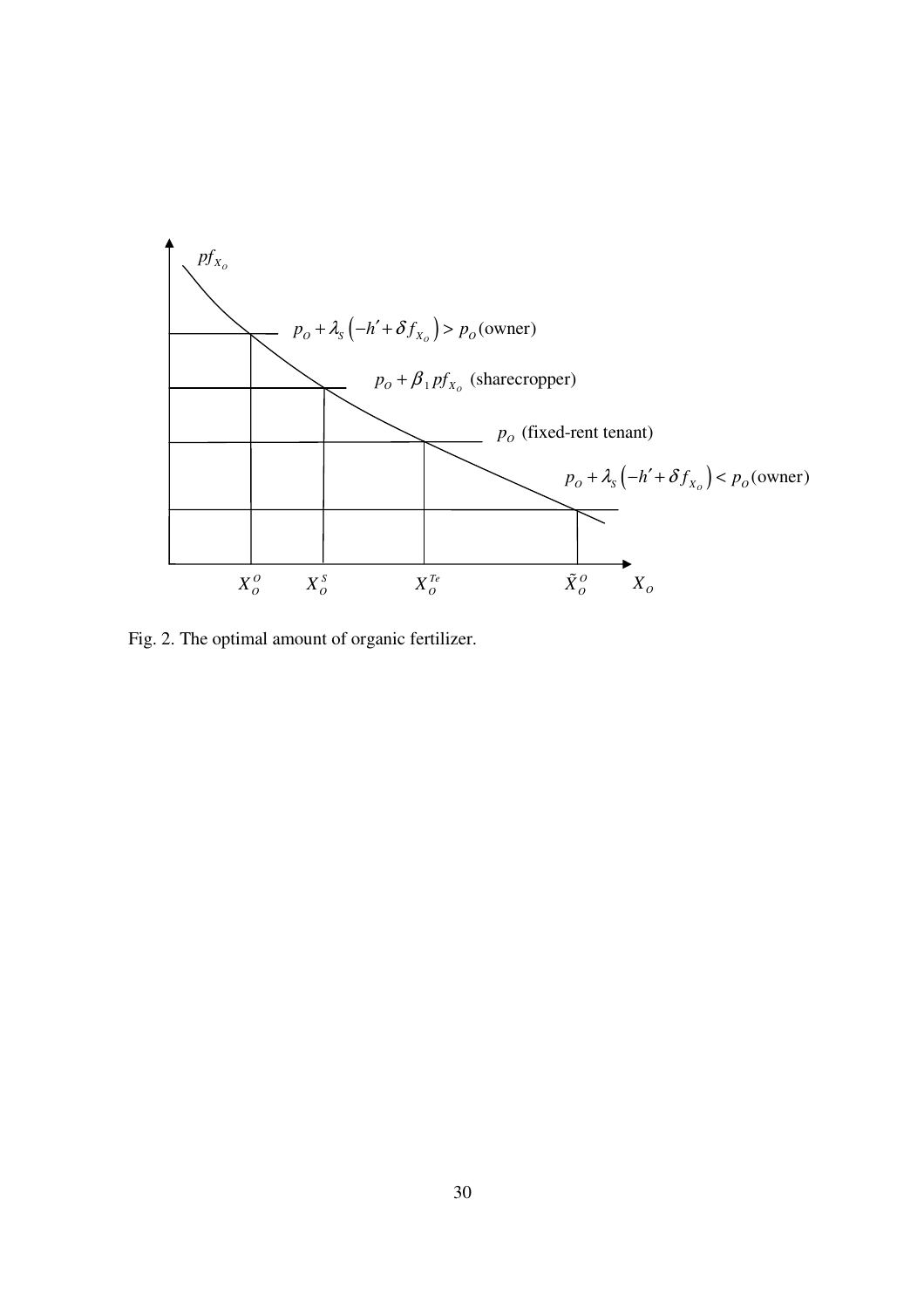$pf_{X_o}$

$p_O + \lambda_S \left(-h' + \delta f_{X_o}\right) > p_O$ (owner)

$p_O + \beta_1 p f_{X_o}$ (sharecropper)

$p_O$ (fixed-rent tenant)

$p_O + \lambda_S \left(-h' + \delta f_{X_o}\right) < p_O$ (owner)

$X_O^O$ $X_O^S$ $X_O^{Te}$ $\tilde{X}_O^O$ $X_O$

Fig. 2. The optimal amount of organic fertilizer.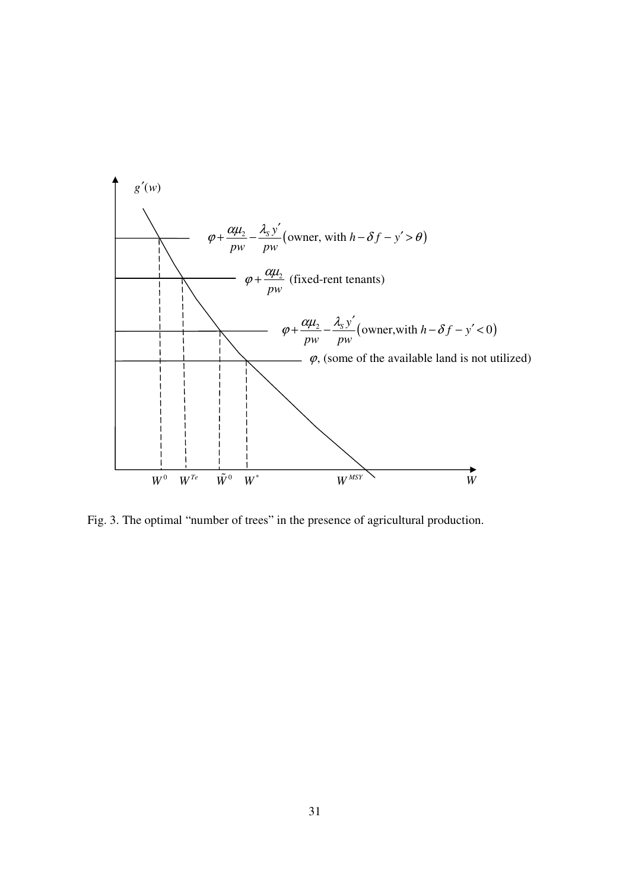$g'(w)$

$\varphi + \frac{\alpha\mu_2}{pw} - \frac{\lambda_S y'}{pw}$ (owner, with $h - \delta f - y' > \theta$)

$\varphi + \frac{\alpha\mu_2}{pw}$ (fixed-rent tenants)

$\varphi + \frac{\alpha\mu_2}{pw} - \frac{\lambda_S y'}{pw}$ (owner,with $h - \delta f - y' < 0$)

$\varphi$, (some of the available land is not utilized)

$W^0$ $W^{Te}$ $\tilde{W}^0$ $W^*$ $W^{MSY}$ $W$

Fig. 3. The optimal "number of trees" in the presence of agricultural production.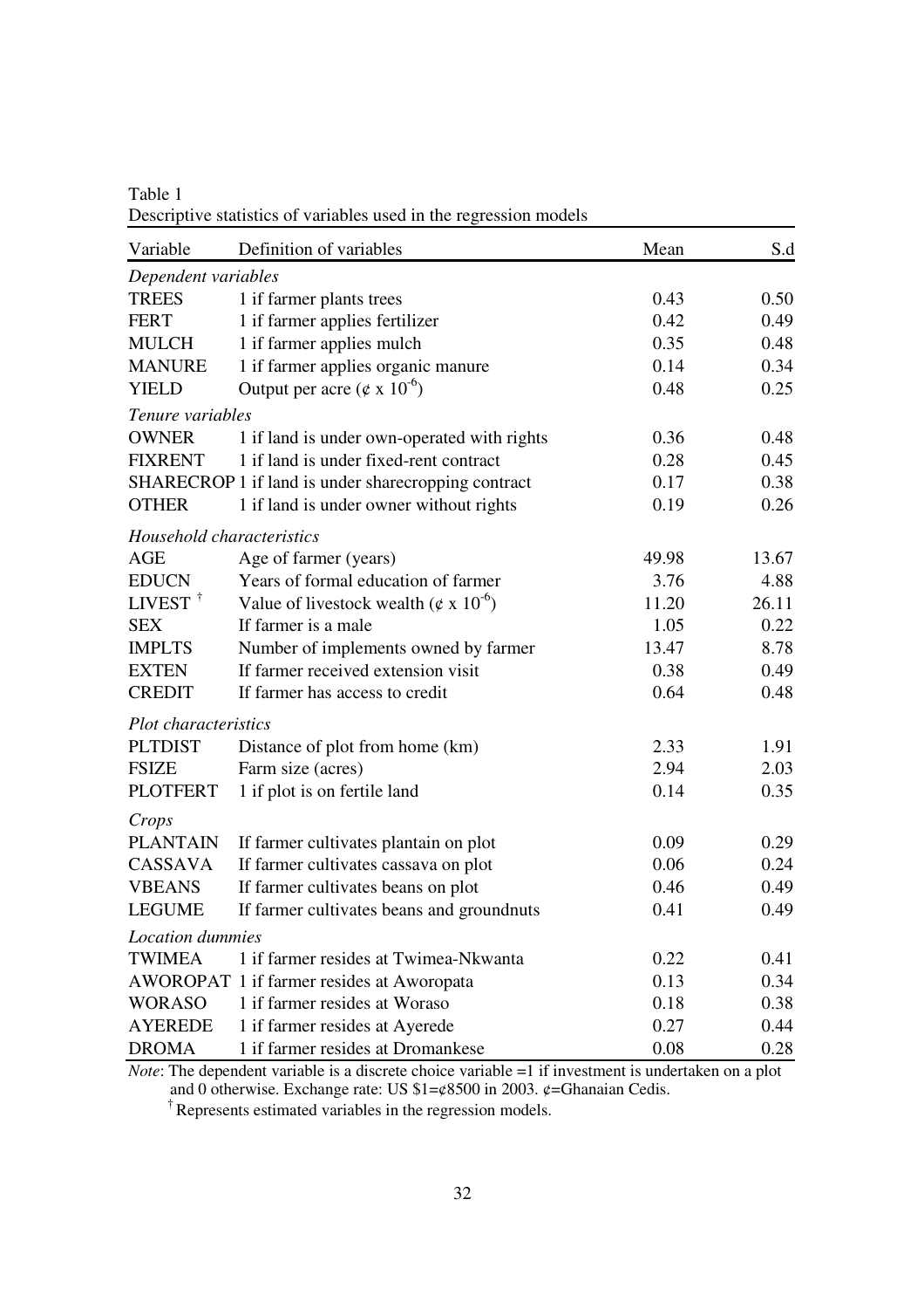Table 1
Descriptive statistics of variables used in the regression models

| Variable | Definition of variables | Mean | S.d |
|---|---|---|---|
| *Dependent variables* | | | |
| TREES | 1 if farmer plants trees | 0.43 | 0.50 |
| FERT | 1 if farmer applies fertilizer | 0.42 | 0.49 |
| MULCH | 1 if farmer applies mulch | 0.35 | 0.48 |
| MANURE | 1 if farmer applies organic manure | 0.14 | 0.34 |
| YIELD | Output per acre (¢ x $10^{-6}$) | 0.48 | 0.25 |
| *Tenure variables* | | | |
| OWNER | 1 if land is under own-operated with rights | 0.36 | 0.48 |
| FIXRENT | 1 if land is under fixed-rent contract | 0.28 | 0.45 |
| SHARECROP | 1 if land is under sharecropping contract | 0.17 | 0.38 |
| OTHER | 1 if land is under owner without rights | 0.19 | 0.26 |
| *Household characteristics* | | | |
| AGE | Age of farmer (years) | 49.98 | 13.67 |
| EDUCN | Years of formal education of farmer | 3.76 | 4.88 |
| LIVEST † | Value of livestock wealth (¢ x $10^{-6}$) | 11.20 | 26.11 |
| SEX | If farmer is a male | 1.05 | 0.22 |
| IMPLTS | Number of implements owned by farmer | 13.47 | 8.78 |
| EXTEN | If farmer received extension visit | 0.38 | 0.49 |
| CREDIT | If farmer has access to credit | 0.64 | 0.48 |
| *Plot characteristics* | | | |
| PLTDIST | Distance of plot from home (km) | 2.33 | 1.91 |
| FSIZE | Farm size (acres) | 2.94 | 2.03 |
| PLOTFERT | 1 if plot is on fertile land | 0.14 | 0.35 |
| *Crops* | | | |
| PLANTAIN | If farmer cultivates plantain on plot | 0.09 | 0.29 |
| CASSAVA | If farmer cultivates cassava on plot | 0.06 | 0.24 |
| VBEANS | If farmer cultivates beans on plot | 0.46 | 0.49 |
| LEGUME | If farmer cultivates beans and groundnuts | 0.41 | 0.49 |
| *Location dummies* | | | |
| TWIMEA | 1 if farmer resides at Twimea-Nkwanta | 0.22 | 0.41 |
| AWOROPAT | 1 if farmer resides at Aworopata | 0.13 | 0.34 |
| WORASO | 1 if farmer resides at Woraso | 0.18 | 0.38 |
| AYEREDE | 1 if farmer resides at Ayerede | 0.27 | 0.44 |
| DROMA | 1 if farmer resides at Dromankese | 0.08 | 0.28 |

*Note*: The dependent variable is a discrete choice variable =1 if investment is undertaken on a plot and 0 otherwise. Exchange rate: US \$1=¢8500 in 2003. ¢=Ghanaian Cedis.

† Represents estimated variables in the regression models.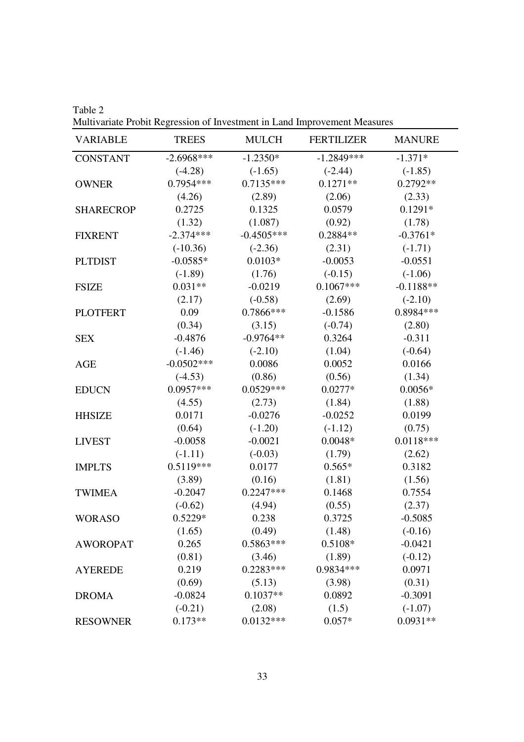Table 2
Multivariate Probit Regression of Investment in Land Improvement Measures

| VARIABLE | TREES | MULCH | FERTILIZER | MANURE |
|---|---|---|---|---|
| CONSTANT | -2.6968*** | -1.2350* | -1.2849*** | -1.371* |
| | (-4.28) | (-1.65) | (-2.44) | (-1.85) |
| OWNER | 0.7954*** | 0.7135*** | 0.1271** | 0.2792** |
| | (4.26) | (2.89) | (2.06) | (2.33) |
| SHARECROP | 0.2725 | 0.1325 | 0.0579 | 0.1291* |
| | (1.32) | (1.087) | (0.92) | (1.78) |
| FIXRENT | -2.374*** | -0.4505*** | 0.2884** | -0.3761* |
| | (-10.36) | (-2.36) | (2.31) | (-1.71) |
| PLTDIST | -0.0585* | 0.0103* | -0.0053 | -0.0551 |
| | (-1.89) | (1.76) | (-0.15) | (-1.06) |
| FSIZE | 0.031** | -0.0219 | 0.1067*** | -0.1188** |
| | (2.17) | (-0.58) | (2.69) | (-2.10) |
| PLOTFERT | 0.09 | 0.7866*** | -0.1586 | 0.8984*** |
| | (0.34) | (3.15) | (-0.74) | (2.80) |
| SEX | -0.4876 | -0.9764** | 0.3264 | -0.311 |
| | (-1.46) | (-2.10) | (1.04) | (-0.64) |
| AGE | -0.0502*** | 0.0086 | 0.0052 | 0.0166 |
| | (-4.53) | (0.86) | (0.56) | (1.34) |
| EDUCN | 0.0957*** | 0.0529*** | 0.0277* | 0.0056* |
| | (4.55) | (2.73) | (1.84) | (1.88) |
| HHSIZE | 0.0171 | -0.0276 | -0.0252 | 0.0199 |
| | (0.64) | (-1.20) | (-1.12) | (0.75) |
| LIVEST | -0.0058 | -0.0021 | 0.0048* | 0.0118*** |
| | (-1.11) | (-0.03) | (1.79) | (2.62) |
| IMPLTS | 0.5119*** | 0.0177 | 0.565* | 0.3182 |
| | (3.89) | (0.16) | (1.81) | (1.56) |
| TWIMEA | -0.2047 | 0.2247*** | 0.1468 | 0.7554 |
| | (-0.62) | (4.94) | (0.55) | (2.37) |
| WORASO | 0.5229* | 0.238 | 0.3725 | -0.5085 |
| | (1.65) | (0.49) | (1.48) | (-0.16) |
| AWOROPAT | 0.265 | 0.5863*** | 0.5108* | -0.0421 |
| | (0.81) | (3.46) | (1.89) | (-0.12) |
| AYEREDE | 0.219 | 0.2283*** | 0.9834*** | 0.0971 |
| | (0.69) | (5.13) | (3.98) | (0.31) |
| DROMA | -0.0824 | 0.1037** | 0.0892 | -0.3091 |
| | (-0.21) | (2.08) | (1.5) | (-1.07) |
| RESOWNER | 0.173** | 0.0132*** | 0.057* | 0.0931** |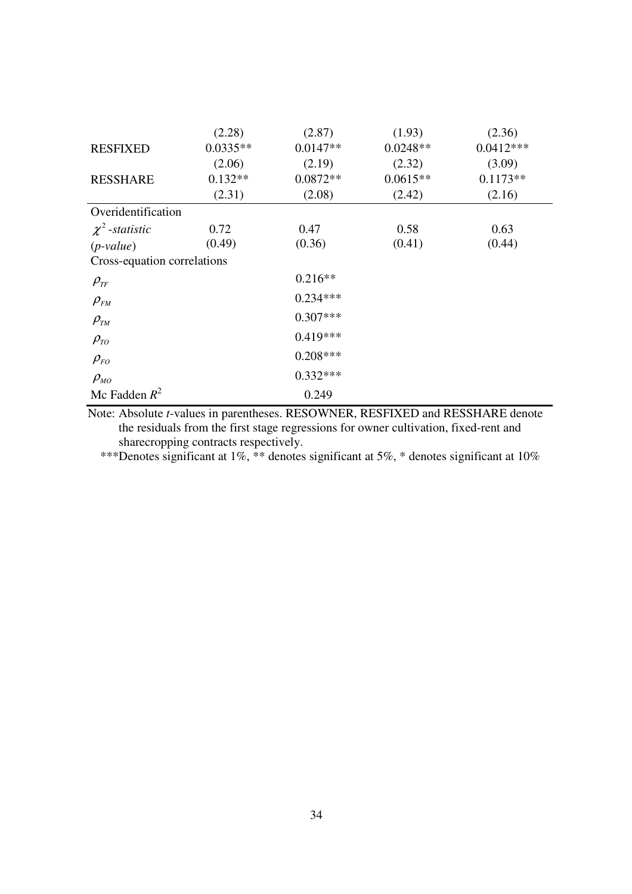| | | | | |
|---|---|---|---|---|
| | (2.28) | (2.87) | (1.93) | (2.36) |
| RESFIXED | 0.0335** | 0.0147** | 0.0248** | 0.0412*** |
| | (2.06) | (2.19) | (2.32) | (3.09) |
| RESSHARE | 0.132** | 0.0872** | 0.0615** | 0.1173** |
| | (2.31) | (2.08) | (2.42) | (2.16) |
| Overidentification | | | | |
| $\chi^2$ *-statistic* | 0.72 | 0.47 | 0.58 | 0.63 |
| (*p-value*) | (0.49) | (0.36) | (0.41) | (0.44) |
| Cross-equation correlations | | | | |
| $\rho_{TF}$ | | 0.216** | | |
| $\rho_{FM}$ | | 0.234*** | | |
| $\rho_{TM}$ | | 0.307*** | | |
| $\rho_{TO}$ | | 0.419*** | | |
| $\rho_{FO}$ | | 0.208*** | | |
| $\rho_{MO}$ | | 0.332*** | | |
| Mc Fadden $R^2$ | | 0.249 | | |

Note: Absolute *t*-values in parentheses. RESOWNER, RESFIXED and RESSHARE denote the residuals from the first stage regressions for owner cultivation, fixed-rent and sharecropping contracts respectively.

***Denotes significant at 1%, ** denotes significant at 5%, * denotes significant at 10%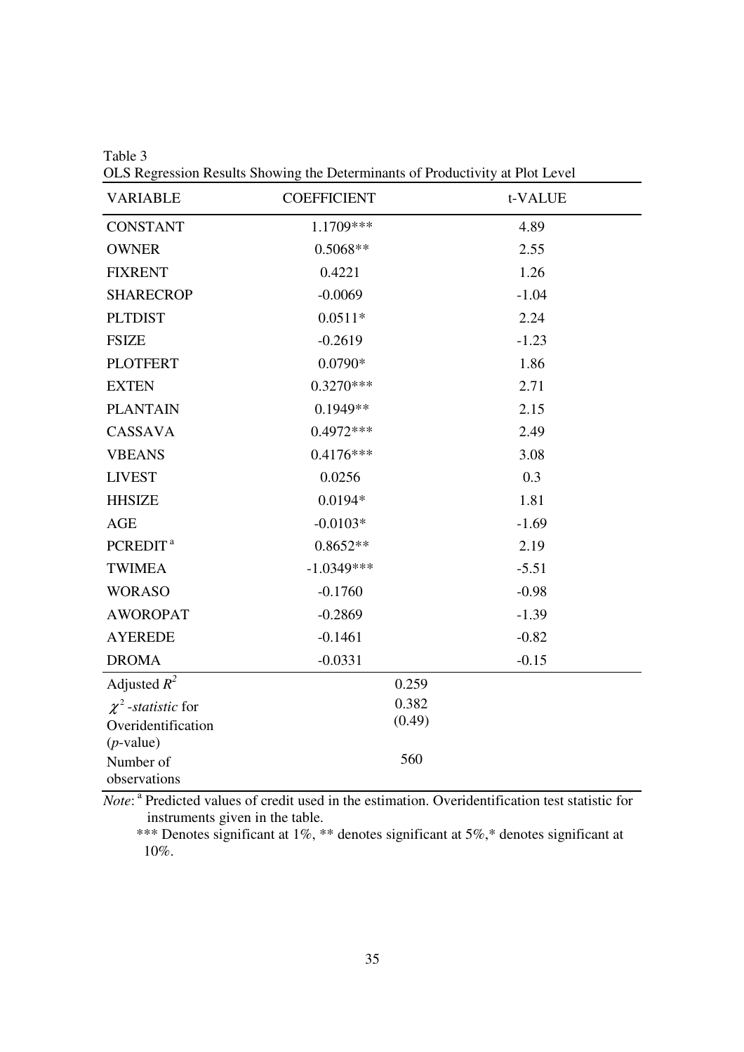Table 3

OLS Regression Results Showing the Determinants of Productivity at Plot Level

| VARIABLE | COEFFICIENT | t-VALUE |
|---|---|---|
| CONSTANT | 1.1709*** | 4.89 |
| OWNER | 0.5068** | 2.55 |
| FIXRENT | 0.4221 | 1.26 |
| SHARECROP | -0.0069 | -1.04 |
| PLTDIST | 0.0511* | 2.24 |
| FSIZE | -0.2619 | -1.23 |
| PLOTFERT | 0.0790* | 1.86 |
| EXTEN | 0.3270*** | 2.71 |
| PLANTAIN | 0.1949** | 2.15 |
| CASSAVA | 0.4972*** | 2.49 |
| VBEANS | 0.4176*** | 3.08 |
| LIVEST | 0.0256 | 0.3 |
| HHSIZE | 0.0194* | 1.81 |
| AGE | -0.0103* | -1.69 |
| PCREDIT [a] | 0.8652** | 2.19 |
| TWIMEA | -1.0349*** | -5.51 |
| WORASO | -0.1760 | -0.98 |
| AWOROPAT | -0.2869 | -1.39 |
| AYEREDE | -0.1461 | -0.82 |
| DROMA | -0.0331 | -0.15 |
| Adjusted $R^2$ | 0.259 | |
| $\chi^2$ *-statistic* for Overidentification (*p*-value) | 0.382 (0.49) | |
| Number of observations | 560 | |

*Note*: [a] Predicted values of credit used in the estimation. Overidentification test statistic for instruments given in the table.

*** Denotes significant at 1%, ** denotes significant at 5%,* denotes significant at 10%.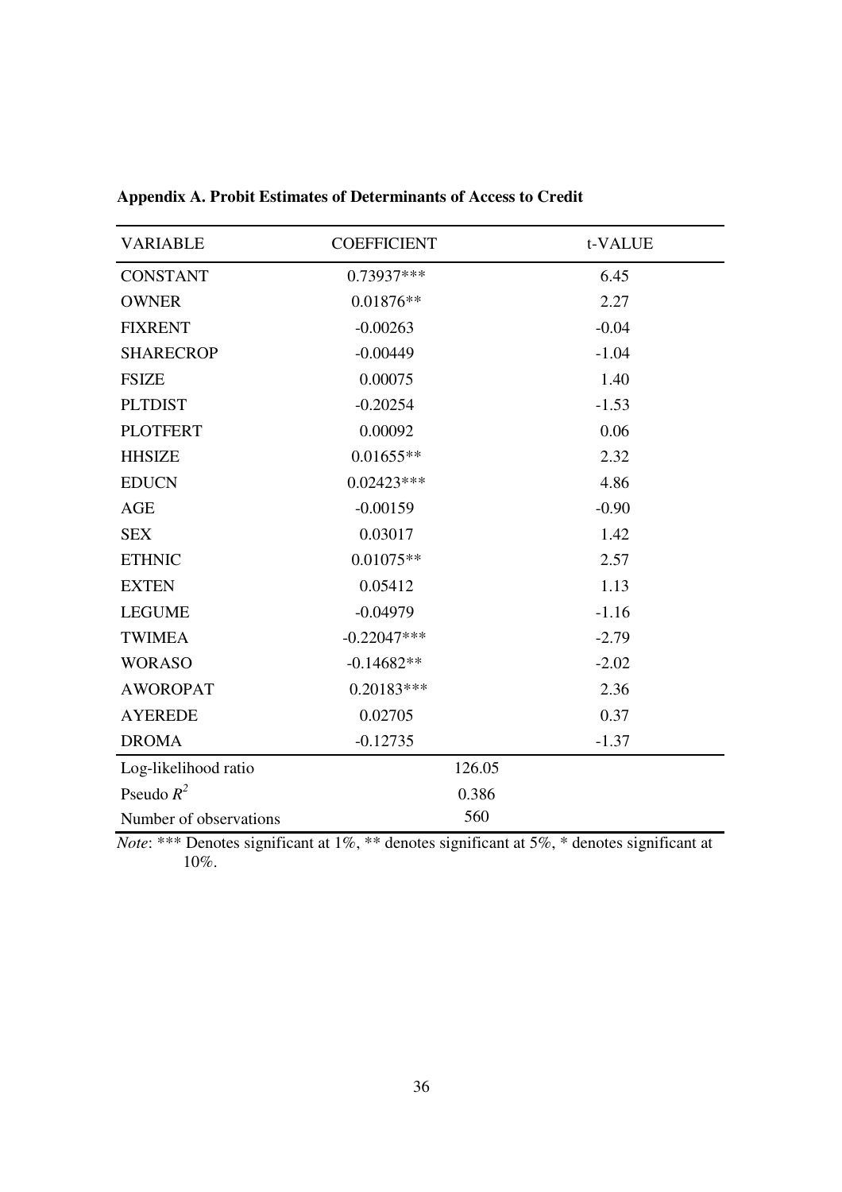**Appendix A. Probit Estimates of Determinants of Access to Credit**

| VARIABLE | COEFFICIENT | t-VALUE |
|---|---|---|
| CONSTANT | 0.73937*** | 6.45 |
| OWNER | 0.01876** | 2.27 |
| FIXRENT | -0.00263 | -0.04 |
| SHARECROP | -0.00449 | -1.04 |
| FSIZE | 0.00075 | 1.40 |
| PLTDIST | -0.20254 | -1.53 |
| PLOTFERT | 0.00092 | 0.06 |
| HHSIZE | 0.01655** | 2.32 |
| EDUCN | 0.02423*** | 4.86 |
| AGE | -0.00159 | -0.90 |
| SEX | 0.03017 | 1.42 |
| ETHNIC | 0.01075** | 2.57 |
| EXTEN | 0.05412 | 1.13 |
| LEGUME | -0.04979 | -1.16 |
| TWIMEA | -0.22047*** | -2.79 |
| WORASO | -0.14682** | -2.02 |
| AWOROPAT | 0.20183*** | 2.36 |
| AYEREDE | 0.02705 | 0.37 |
| DROMA | -0.12735 | -1.37 |
| Log-likelihood ratio | 126.05 | |
| Pseudo $R^2$ | 0.386 | |
| Number of observations | 560 | |

*Note*: *** Denotes significant at 1%, ** denotes significant at 5%, * denotes significant at 10%.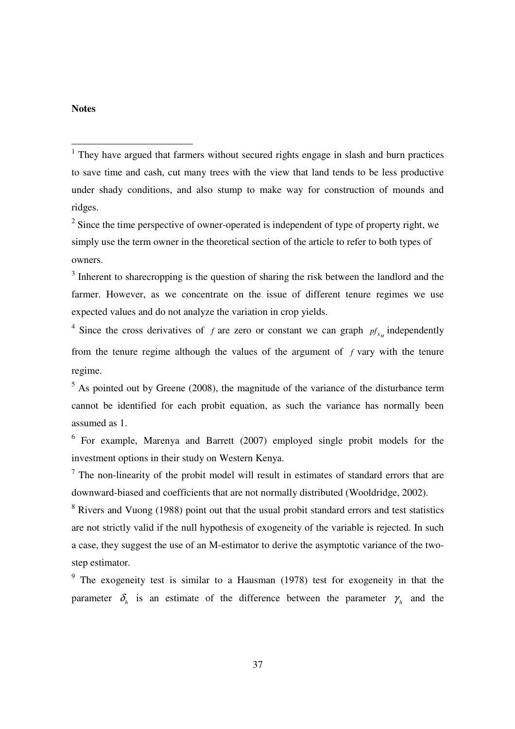**Notes**

[1] They have argued that farmers without secured rights engage in slash and burn practices to save time and cash, cut many trees with the view that land tends to be less productive under shady conditions, and also stump to make way for construction of mounds and ridges.

[2] Since the time perspective of owner-operated is independent of type of property right, we simply use the term owner in the theoretical section of the article to refer to both types of owners.

[3] Inherent to sharecropping is the question of sharing the risk between the landlord and the farmer. However, as we concentrate on the issue of different tenure regimes we use expected values and do not analyze the variation in crop yields.

[4] Since the cross derivatives of $f$ are zero or constant we can graph $pf_{x_M}$ independently from the tenure regime although the values of the argument of $f$ vary with the tenure regime.

[5] As pointed out by Greene (2008), the magnitude of the variance of the disturbance term cannot be identified for each probit equation, as such the variance has normally been assumed as 1.

[6] For example, Marenya and Barrett (2007) employed single probit models for the investment options in their study on Western Kenya.

[7] The non-linearity of the probit model will result in estimates of standard errors that are downward-biased and coefficients that are not normally distributed (Wooldridge, 2002).

[8] Rivers and Vuong (1988) point out that the usual probit standard errors and test statistics are not strictly valid if the null hypothesis of exogeneity of the variable is rejected. In such a case, they suggest the use of an M-estimator to derive the asymptotic variance of the two-step estimator.

[9] The exogeneity test is similar to a Hausman (1978) test for exogeneity in that the parameter $\delta_h$ is an estimate of the difference between the parameter $\gamma_h$ and the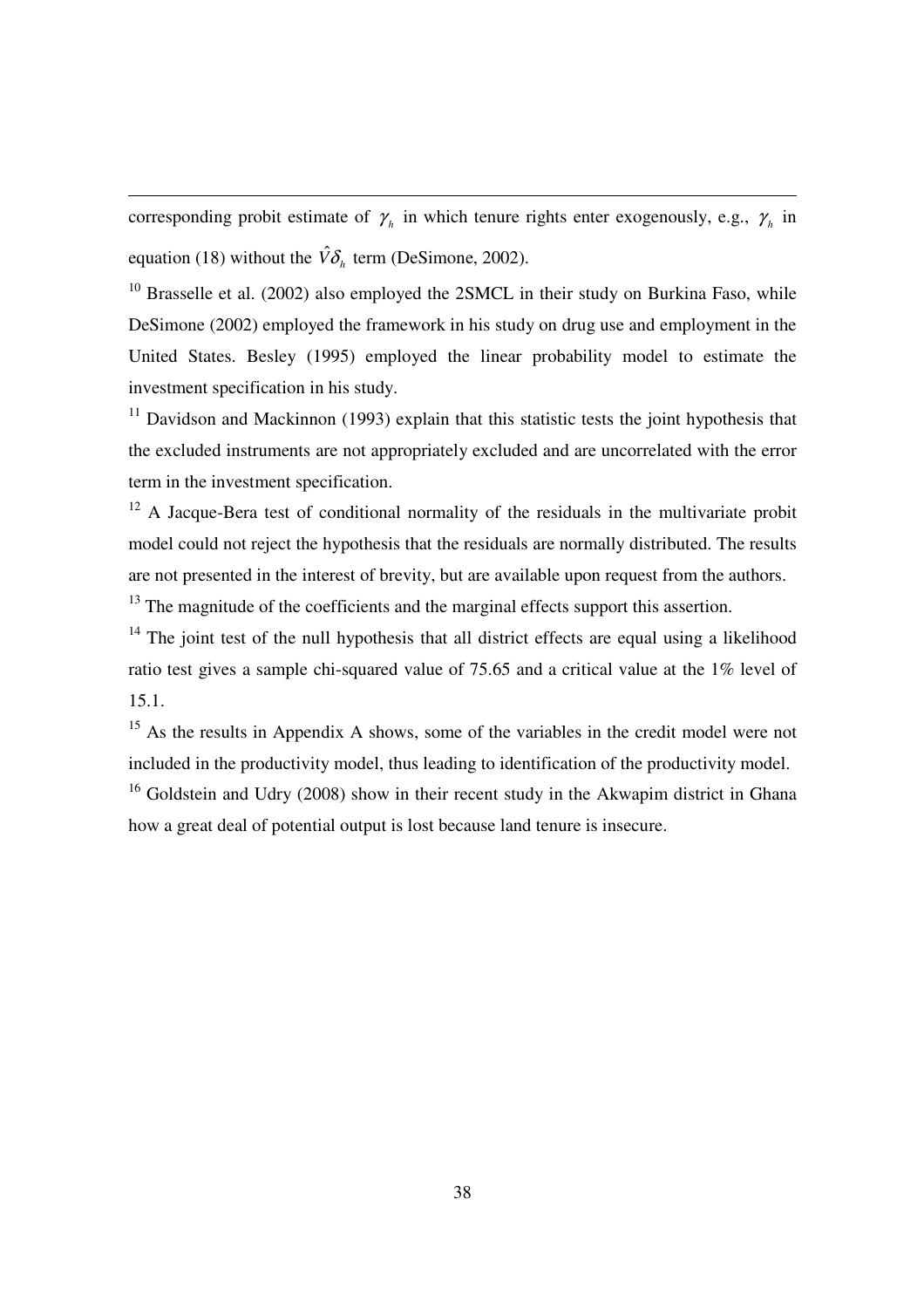corresponding probit estimate of $\gamma_h$ in which tenure rights enter exogenously, e.g., $\gamma_h$ in equation (18) without the $\hat{V}\delta_h$ term (DeSimone, 2002).

[10] Brasselle et al. (2002) also employed the 2SMCL in their study on Burkina Faso, while DeSimone (2002) employed the framework in his study on drug use and employment in the United States. Besley (1995) employed the linear probability model to estimate the investment specification in his study.

[11] Davidson and Mackinnon (1993) explain that this statistic tests the joint hypothesis that the excluded instruments are not appropriately excluded and are uncorrelated with the error term in the investment specification.

[12] A Jacque-Bera test of conditional normality of the residuals in the multivariate probit model could not reject the hypothesis that the residuals are normally distributed. The results are not presented in the interest of brevity, but are available upon request from the authors.

[13] The magnitude of the coefficients and the marginal effects support this assertion.

[14] The joint test of the null hypothesis that all district effects are equal using a likelihood ratio test gives a sample chi-squared value of 75.65 and a critical value at the 1% level of 15.1.

[15] As the results in Appendix A shows, some of the variables in the credit model were not included in the productivity model, thus leading to identification of the productivity model.

[16] Goldstein and Udry (2008) show in their recent study in the Akwapim district in Ghana how a great deal of potential output is lost because land tenure is insecure.